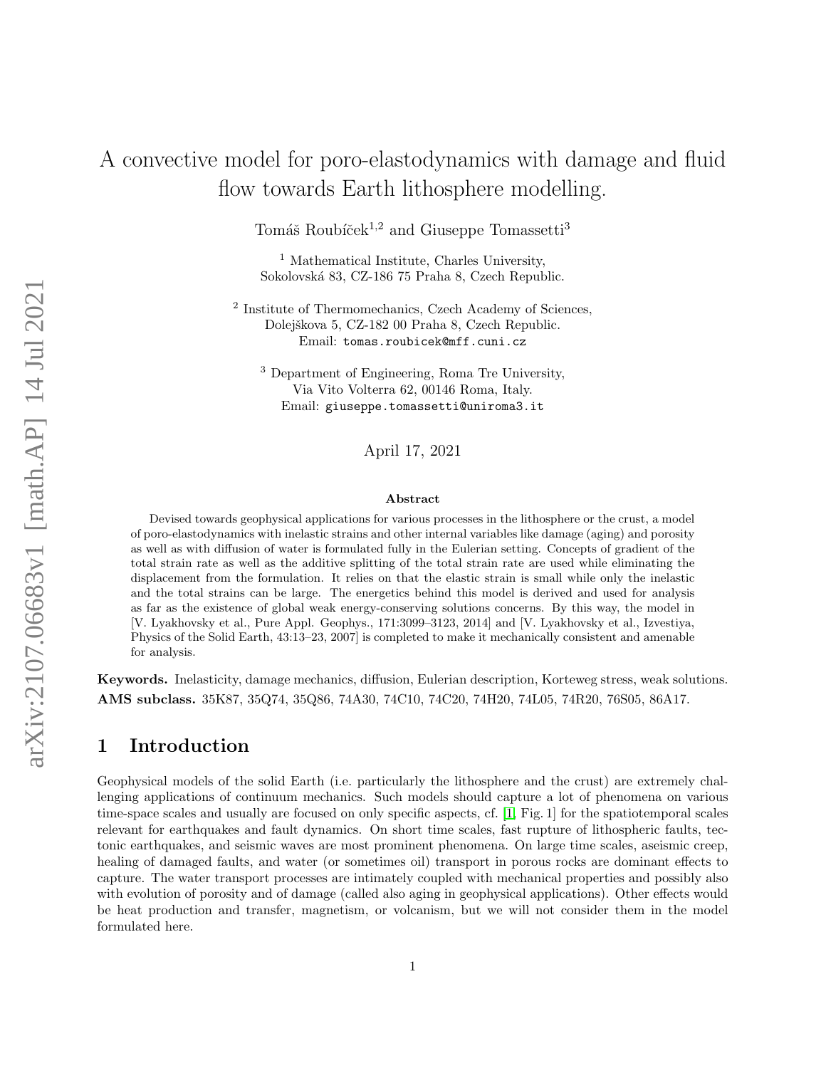# A convective model for poro-elastodynamics with damage and fluid flow towards Earth lithosphere modelling.

Tomáš Roubíček[1,2] and Giuseppe Tomassetti[3]

[1] Mathematical Institute, Charles University,
Sokolovská 83, CZ-186 75 Praha 8, Czech Republic.

[2] Institute of Thermomechanics, Czech Academy of Sciences,
Dolejškova 5, CZ-182 00 Praha 8, Czech Republic.
Email: tomas.roubicek@mff.cuni.cz

[3] Department of Engineering, Roma Tre University,
Via Vito Volterra 62, 00146 Roma, Italy.
Email: giuseppe.tomassetti@uniroma3.it

April 17, 2021

### Abstract

Devised towards geophysical applications for various processes in the lithosphere or the crust, a model of poro-elastodynamics with inelastic strains and other internal variables like damage (aging) and porosity as well as with diffusion of water is formulated fully in the Eulerian setting. Concepts of gradient of the total strain rate as well as the additive splitting of the total strain rate are used while eliminating the displacement from the formulation. It relies on that the elastic strain is small while only the inelastic and the total strains can be large. The energetics behind this model is derived and used for analysis as far as the existence of global weak energy-conserving solutions concerns. By this way, the model in [V. Lyakhovsky et al., Pure Appl. Geophys., 171:3099–3123, 2014] and [V. Lyakhovsky et al., Izvestiya, Physics of the Solid Earth, 43:13–23, 2007] is completed to make it mechanically consistent and amenable for analysis.

**Keywords.** Inelasticity, damage mechanics, diffusion, Eulerian description, Korteweg stress, weak solutions.
**AMS subclass.** 35K87, 35Q74, 35Q86, 74A30, 74C10, 74C20, 74H20, 74L05, 74R20, 76S05, 86A17.

## 1 Introduction

Geophysical models of the solid Earth (i.e. particularly the lithosphere and the crust) are extremely challenging applications of continuum mechanics. Such models should capture a lot of phenomena on various time-space scales and usually are focused on only specific aspects, cf. [1, Fig. 1] for the spatiotemporal scales relevant for earthquakes and fault dynamics. On short time scales, fast rupture of lithospheric faults, tectonic earthquakes, and seismic waves are most prominent phenomena. On large time scales, aseismic creep, healing of damaged faults, and water (or sometimes oil) transport in porous rocks are dominant effects to capture. The water transport processes are intimately coupled with mechanical properties and possibly also with evolution of porosity and of damage (called also aging in geophysical applications). Other effects would be heat production and transfer, magnetism, or volcanism, but we will not consider them in the model formulated here.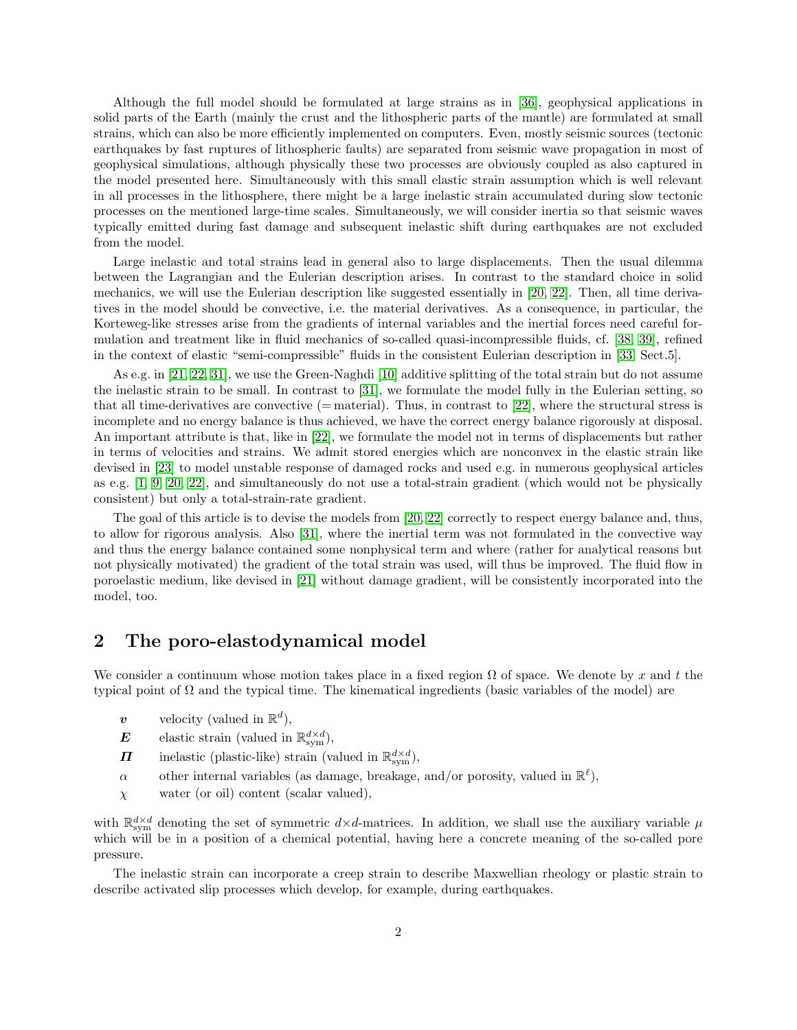Although the full model should be formulated at large strains as in [36], geophysical applications in solid parts of the Earth (mainly the crust and the lithospheric parts of the mantle) are formulated at small strains, which can also be more efficiently implemented on computers. Even, mostly seismic sources (tectonic earthquakes by fast ruptures of lithospheric faults) are separated from seismic wave propagation in most of geophysical simulations, although physically these two processes are obviously coupled as also captured in the model presented here. Simultaneously with this small elastic strain assumption which is well relevant in all processes in the lithosphere, there might be a large inelastic strain accumulated during slow tectonic processes on the mentioned large-time scales. Simultaneously, we will consider inertia so that seismic waves typically emitted during fast damage and subsequent inelastic shift during earthquakes are not excluded from the model.

Large inelastic and total strains lead in general also to large displacements. Then the usual dilemma between the Lagrangian and the Eulerian description arises. In contrast to the standard choice in solid mechanics, we will use the Eulerian description like suggested essentially in [20, 22]. Then, all time derivatives in the model should be convective, i.e. the material derivatives. As a consequence, in particular, the Korteweg-like stresses arise from the gradients of internal variables and the inertial forces need careful formulation and treatment like in fluid mechanics of so-called quasi-incompressible fluids, cf. [38, 39], refined in the context of elastic "semi-compressible" fluids in the consistent Eulerian description in [33, Sect.5].

As e.g. in [21, 22, 31], we use the Green-Naghdi [10] additive splitting of the total strain but do not assume the inelastic strain to be small. In contrast to [31], we formulate the model fully in the Eulerian setting, so that all time-derivatives are convective (= material). Thus, in contrast to [22], where the structural stress is incomplete and no energy balance is thus achieved, we have the correct energy balance rigorously at disposal. An important attribute is that, like in [22], we formulate the model not in terms of displacements but rather in terms of velocities and strains. We admit stored energies which are nonconvex in the elastic strain like devised in [23] to model unstable response of damaged rocks and used e.g. in numerous geophysical articles as e.g. [1, 9, 20, 22], and simultaneously do not use a total-strain gradient (which would not be physically consistent) but only a total-strain-rate gradient.

The goal of this article is to devise the models from [20, 22] correctly to respect energy balance and, thus, to allow for rigorous analysis. Also [31], where the inertial term was not formulated in the convective way and thus the energy balance contained some nonphysical term and where (rather for analytical reasons but not physically motivated) the gradient of the total strain was used, will thus be improved. The fluid flow in poroelastic medium, like devised in [21] without damage gradient, will be consistently incorporated into the model, too.

## 2 The poro-elastodynamical model

We consider a continuum whose motion takes place in a fixed region $\Omega$ of space. We denote by $x$ and $t$ the typical point of $\Omega$ and the typical time. The kinematical ingredients (basic variables of the model) are

- $\boldsymbol{v}$ velocity (valued in $\mathbb{R}^d$),
- $\boldsymbol{E}$ elastic strain (valued in $\mathbb{R}^{d\times d}_{\rm sym}$),
- $\boldsymbol{\Pi}$ inelastic (plastic-like) strain (valued in $\mathbb{R}^{d\times d}_{\rm sym}$),
- $\alpha$ other internal variables (as damage, breakage, and/or porosity, valued in $\mathbb{R}^\ell$),
- $\chi$ water (or oil) content (scalar valued),

with $\mathbb{R}^{d\times d}_{\rm sym}$ denoting the set of symmetric $d\times d$-matrices. In addition, we shall use the auxiliary variable $\mu$ which will be in a position of a chemical potential, having here a concrete meaning of the so-called pore pressure.

The inelastic strain can incorporate a creep strain to describe Maxwellian rheology or plastic strain to describe activated slip processes which develop, for example, during earthquakes.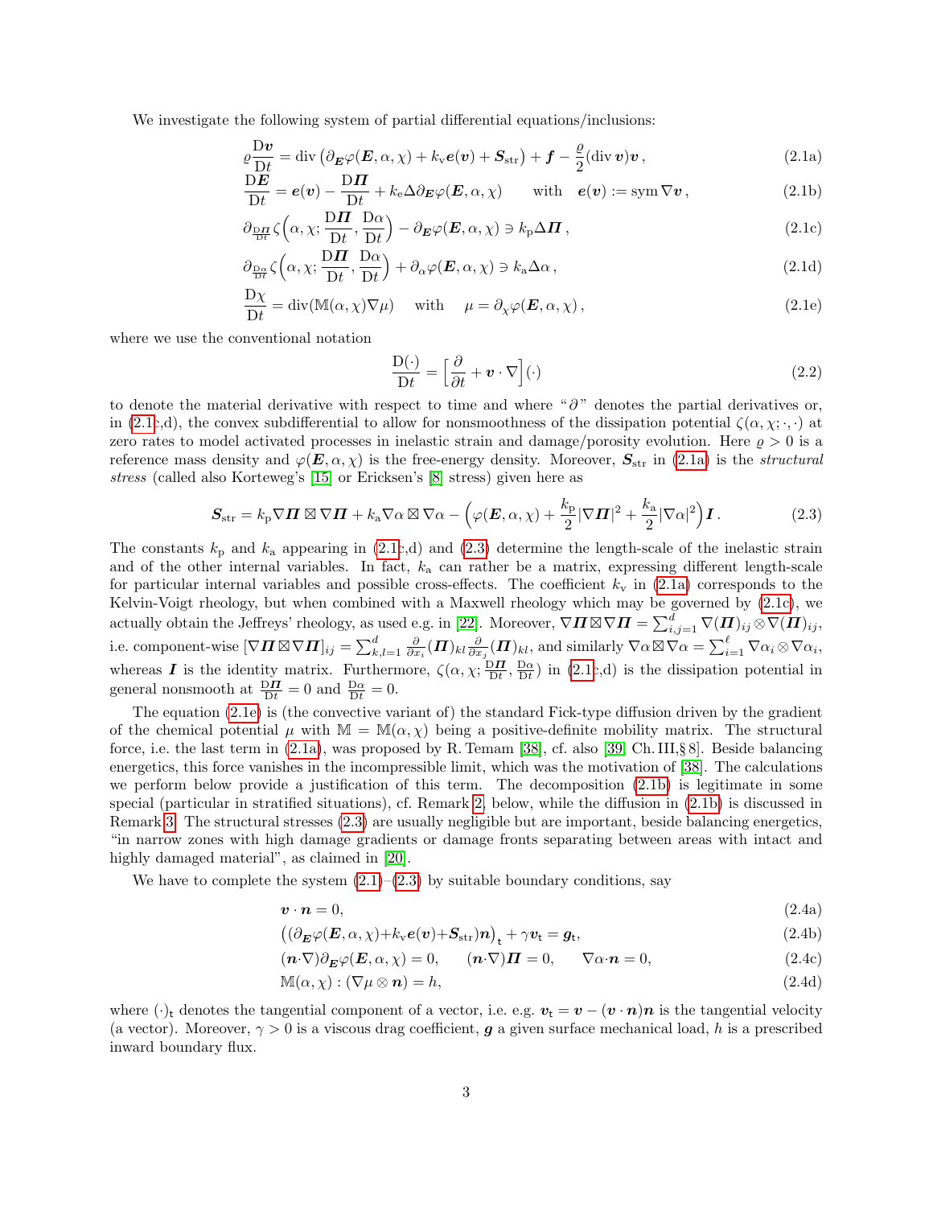We investigate the following system of partial differential equations/inclusions:

$$\varrho\frac{\mathrm{D}\boldsymbol{v}}{\mathrm{D}t} = \mathrm{div}\left(\partial_{\boldsymbol{E}}\varphi(\boldsymbol{E},\alpha,\chi) + k_{\rm v}\boldsymbol{e}(\boldsymbol{v}) + \boldsymbol{S}_{\rm str}\right) + \boldsymbol{f} - \frac{\varrho}{2}(\mathrm{div}\,\boldsymbol{v})\boldsymbol{v}\,, \tag{2.1a}$$

$$\frac{\mathrm{D}\boldsymbol{E}}{\mathrm{D}t} = \boldsymbol{e}(\boldsymbol{v}) - \frac{\mathrm{D}\boldsymbol{\Pi}}{\mathrm{D}t} + k_{\rm e}\Delta\partial_{\boldsymbol{E}}\varphi(\boldsymbol{E},\alpha,\chi) \qquad \text{with} \quad \boldsymbol{e}(\boldsymbol{v}) := \mathrm{sym}\,\nabla\boldsymbol{v}\,, \tag{2.1b}$$

$$\partial_{\frac{\mathrm{D}\boldsymbol{\Pi}}{\mathrm{D}t}}\zeta\Big(\alpha,\chi;\frac{\mathrm{D}\boldsymbol{\Pi}}{\mathrm{D}t},\frac{\mathrm{D}\alpha}{\mathrm{D}t}\Big) - \partial_{\boldsymbol{E}}\varphi(\boldsymbol{E},\alpha,\chi) \ni k_{\rm p}\Delta\boldsymbol{\Pi}\,, \tag{2.1c}$$

$$\partial_{\frac{\mathrm{D}\alpha}{\mathrm{D}t}}\zeta\Big(\alpha,\chi;\frac{\mathrm{D}\boldsymbol{\Pi}}{\mathrm{D}t},\frac{\mathrm{D}\alpha}{\mathrm{D}t}\Big) + \partial_{\alpha}\varphi(\boldsymbol{E},\alpha,\chi) \ni k_{\rm a}\Delta\alpha\,, \tag{2.1d}$$

$$\frac{\mathrm{D}\chi}{\mathrm{D}t} = \mathrm{div}(\mathbb{M}(\alpha,\chi)\nabla\mu) \quad \text{ with } \quad \mu = \partial_{\chi}\varphi(\boldsymbol{E},\alpha,\chi)\,, \tag{2.1e}$$

where we use the conventional notation

$$\frac{\mathrm{D}(\cdot)}{\mathrm{D}t} = \Big[\frac{\partial}{\partial t} + \boldsymbol{v}\cdot\nabla\Big](\cdot) \tag{2.2}$$

to denote the material derivative with respect to time and where "$\partial$" denotes the partial derivatives or, in (2.1c,d), the convex subdifferential to allow for nonsmoothness of the dissipation potential $\zeta(\alpha,\chi;\cdot,\cdot)$ at zero rates to model activated processes in inelastic strain and damage/porosity evolution. Here $\varrho>0$ is a reference mass density and $\varphi(\boldsymbol{E},\alpha,\chi)$ is the free-energy density. Moreover, $\boldsymbol{S}_{\rm str}$ in (2.1a) is the *structural stress* (called also Korteweg's [15] or Ericksen's [8] stress) given here as

$$\boldsymbol{S}_{\rm str} = k_{\rm p}\nabla\boldsymbol{\Pi}\boxtimes\nabla\boldsymbol{\Pi} + k_{\rm a}\nabla\alpha\boxtimes\nabla\alpha - \Big(\varphi(\boldsymbol{E},\alpha,\chi) + \frac{k_{\rm p}}{2}|\nabla\boldsymbol{\Pi}|^2 + \frac{k_{\rm a}}{2}|\nabla\alpha|^2\Big)\boldsymbol{I}\,. \tag{2.3}$$

The constants $k_{\rm p}$ and $k_{\rm a}$ appearing in (2.1c,d) and (2.3) determine the length-scale of the inelastic strain and of the other internal variables. In fact, $k_{\rm a}$ can rather be a matrix, expressing different length-scale for particular internal variables and possible cross-effects. The coefficient $k_{\rm v}$ in (2.1a) corresponds to the Kelvin-Voigt rheology, but when combined with a Maxwell rheology which may be governed by (2.1c), we actually obtain the Jeffreys' rheology, as used e.g. in [22]. Moreover, $\nabla\boldsymbol{\Pi}\boxtimes\nabla\boldsymbol{\Pi} = \sum_{i,j=1}^{d}\nabla(\boldsymbol{\Pi})_{ij}\otimes\nabla(\boldsymbol{\Pi})_{ij}$, i.e. component-wise $[\nabla\boldsymbol{\Pi}\boxtimes\nabla\boldsymbol{\Pi}]_{ij} = \sum_{k,l=1}^{d}\frac{\partial}{\partial x_i}(\boldsymbol{\Pi})_{kl}\frac{\partial}{\partial x_j}(\boldsymbol{\Pi})_{kl}$, and similarly $\nabla\alpha\boxtimes\nabla\alpha = \sum_{i=1}^{\ell}\nabla\alpha_i\otimes\nabla\alpha_i$, whereas $\boldsymbol{I}$ is the identity matrix. Furthermore, $\zeta(\alpha,\chi;\frac{\mathrm{D}\boldsymbol{\Pi}}{\mathrm{D}t},\frac{\mathrm{D}\alpha}{\mathrm{D}t})$ in (2.1c,d) is the dissipation potential in general nonsmooth at $\frac{\mathrm{D}\boldsymbol{\Pi}}{\mathrm{D}t}=0$ and $\frac{\mathrm{D}\alpha}{\mathrm{D}t}=0$.

The equation (2.1e) is (the convective variant of) the standard Fick-type diffusion driven by the gradient of the chemical potential $\mu$ with $\mathbb{M}=\mathbb{M}(\alpha,\chi)$ being a positive-definite mobility matrix. The structural force, i.e. the last term in (2.1a), was proposed by R. Temam [38], cf. also [39, Ch. III, § 8]. Beside balancing energetics, this force vanishes in the incompressible limit, which was the motivation of [38]. The calculations we perform below provide a justification of this term. The decomposition (2.1b) is legitimate in some special (particular in stratified situations), cf. Remark 2, below, while the diffusion in (2.1b) is discussed in Remark 3. The structural stresses (2.3) are usually negligible but are important, beside balancing energetics, "in narrow zones with high damage gradients or damage fronts separating between areas with intact and highly damaged material", as claimed in [20].

We have to complete the system (2.1)–(2.3) by suitable boundary conditions, say

$$\boldsymbol{v}\cdot\boldsymbol{n} = 0, \tag{2.4a}$$

$$\big((\partial_{\boldsymbol{E}}\varphi(\boldsymbol{E},\alpha,\chi) + k_{\rm v}\boldsymbol{e}(\boldsymbol{v}) + \boldsymbol{S}_{\rm str})\boldsymbol{n}\big)_{\rm t} + \gamma\boldsymbol{v}_{\rm t} = \boldsymbol{g}_{\rm t}, \tag{2.4b}$$

$$(\boldsymbol{n}\cdot\nabla)\partial_{\boldsymbol{E}}\varphi(\boldsymbol{E},\alpha,\chi) = 0, \qquad (\boldsymbol{n}\cdot\nabla)\boldsymbol{\Pi} = 0, \qquad \nabla\alpha\cdot\boldsymbol{n} = 0, \tag{2.4c}$$

$$\mathbb{M}(\alpha,\chi):(\nabla\mu\otimes\boldsymbol{n}) = h, \tag{2.4d}$$

where $(\cdot)_{\rm t}$ denotes the tangential component of a vector, i.e. e.g. $\boldsymbol{v}_{\rm t} = \boldsymbol{v} - (\boldsymbol{v}\cdot\boldsymbol{n})\boldsymbol{n}$ is the tangential velocity (a vector). Moreover, $\gamma>0$ is a viscous drag coefficient, $\boldsymbol{g}$ a given surface mechanical load, $h$ is a prescribed inward boundary flux.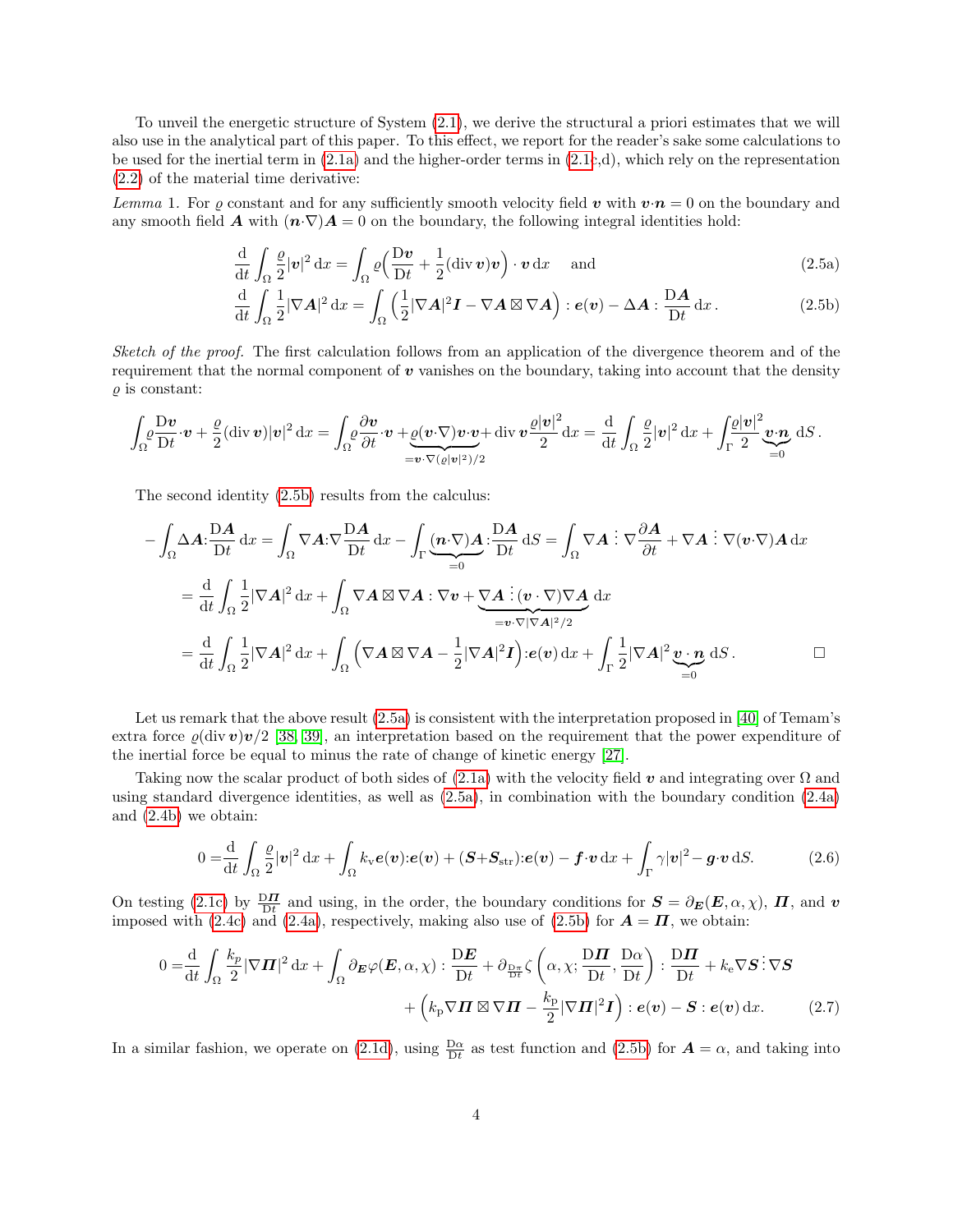To unveil the energetic structure of System (2.1), we derive the structural a priori estimates that we will also use in the analytical part of this paper. To this effect, we report for the reader's sake some calculations to be used for the inertial term in (2.1a) and the higher-order terms in (2.1c,d), which rely on the representation (2.2) of the material time derivative:

*Lemma* 1. For $\varrho$ constant and for any sufficiently smooth velocity field $\boldsymbol{v}$ with $\boldsymbol{v}\cdot\boldsymbol{n} = 0$ on the boundary and any smooth field $\boldsymbol{A}$ with $(\boldsymbol{n}\cdot\nabla)\boldsymbol{A} = 0$ on the boundary, the following integral identities hold:

$$\frac{\mathrm{d}}{\mathrm{d}t}\int_\Omega \frac{\varrho}{2}|\boldsymbol{v}|^2\,\mathrm{d}x = \int_\Omega \varrho\Big(\frac{\mathrm{D}\boldsymbol{v}}{\mathrm{D}t} + \frac{1}{2}(\mathrm{div}\,\boldsymbol{v})\boldsymbol{v}\Big)\cdot\boldsymbol{v}\,\mathrm{d}x \quad \text{and} \tag{2.5a}$$

$$\frac{\mathrm{d}}{\mathrm{d}t}\int_\Omega \frac{1}{2}|\nabla\boldsymbol{A}|^2\,\mathrm{d}x = \int_\Omega \Big(\frac{1}{2}|\nabla\boldsymbol{A}|^2\boldsymbol{I} - \nabla\boldsymbol{A}\boxtimes\nabla\boldsymbol{A}\Big):\boldsymbol{e}(\boldsymbol{v}) - \Delta\boldsymbol{A}:\frac{\mathrm{D}\boldsymbol{A}}{\mathrm{D}t}\,\mathrm{d}x\,. \tag{2.5b}$$

*Sketch of the proof.* The first calculation follows from an application of the divergence theorem and of the requirement that the normal component of $\boldsymbol{v}$ vanishes on the boundary, taking into account that the density $\varrho$ is constant:

$$\int_\Omega \varrho\frac{\mathrm{D}\boldsymbol{v}}{\mathrm{D}t}\cdot\boldsymbol{v} + \frac{\varrho}{2}(\mathrm{div}\,\boldsymbol{v})|\boldsymbol{v}|^2\,\mathrm{d}x = \int_\Omega \varrho\frac{\partial\boldsymbol{v}}{\partial t}\cdot\boldsymbol{v} + \underbrace{\varrho(\boldsymbol{v}\cdot\nabla)\boldsymbol{v}\cdot\boldsymbol{v}}_{=\boldsymbol{v}\cdot\nabla(\varrho|\boldsymbol{v}|^2)/2} + \mathrm{div}\,\boldsymbol{v}\frac{\varrho|\boldsymbol{v}|^2}{2}\,\mathrm{d}x = \frac{\mathrm{d}}{\mathrm{d}t}\int_\Omega \frac{\varrho}{2}|\boldsymbol{v}|^2\,\mathrm{d}x + \int_\Gamma \frac{\varrho|\boldsymbol{v}|^2}{2}\underbrace{\boldsymbol{v}\cdot\boldsymbol{n}}_{=0}\,\mathrm{d}S\,.$$

The second identity (2.5b) results from the calculus:

$$\begin{aligned}
-\int_\Omega \Delta\boldsymbol{A}:\frac{\mathrm{D}\boldsymbol{A}}{\mathrm{D}t}\,\mathrm{d}x &= \int_\Omega \nabla\boldsymbol{A}:\nabla\frac{\mathrm{D}\boldsymbol{A}}{\mathrm{D}t}\,\mathrm{d}x - \int_\Gamma \underbrace{(\boldsymbol{n}\cdot\nabla)\boldsymbol{A}}_{=0}:\frac{\mathrm{D}\boldsymbol{A}}{\mathrm{D}t}\,\mathrm{d}S = \int_\Omega \nabla\boldsymbol{A}\,\vdots\,\nabla\frac{\partial\boldsymbol{A}}{\partial t} + \nabla\boldsymbol{A}\,\vdots\,\nabla(\boldsymbol{v}\cdot\nabla)\boldsymbol{A}\,\mathrm{d}x \\
&= \frac{\mathrm{d}}{\mathrm{d}t}\int_\Omega \frac{1}{2}|\nabla\boldsymbol{A}|^2\,\mathrm{d}x + \int_\Omega \nabla\boldsymbol{A}\boxtimes\nabla\boldsymbol{A}:\nabla\boldsymbol{v} + \underbrace{\nabla\boldsymbol{A}\,\vdots\,(\boldsymbol{v}\cdot\nabla)\nabla\boldsymbol{A}}_{=\boldsymbol{v}\cdot\nabla|\nabla\boldsymbol{A}|^2/2}\,\mathrm{d}x \\
&= \frac{\mathrm{d}}{\mathrm{d}t}\int_\Omega \frac{1}{2}|\nabla\boldsymbol{A}|^2\,\mathrm{d}x + \int_\Omega \Big(\nabla\boldsymbol{A}\boxtimes\nabla\boldsymbol{A} - \frac{1}{2}|\nabla\boldsymbol{A}|^2\boldsymbol{I}\Big):\boldsymbol{e}(\boldsymbol{v})\,\mathrm{d}x + \int_\Gamma \frac{1}{2}|\nabla\boldsymbol{A}|^2\underbrace{\boldsymbol{v}\cdot\boldsymbol{n}}_{=0}\,\mathrm{d}S\,. \qquad \square
\end{aligned}$$

Let us remark that the above result (2.5a) is consistent with the interpretation proposed in [40] of Temam's extra force $\varrho(\mathrm{div}\,\boldsymbol{v})\boldsymbol{v}/2$ [38, 39], an interpretation based on the requirement that the power expenditure of the inertial force be equal to minus the rate of change of kinetic energy [27].

Taking now the scalar product of both sides of (2.1a) with the velocity field $\boldsymbol{v}$ and integrating over $\Omega$ and using standard divergence identities, as well as (2.5a), in combination with the boundary condition (2.4a) and (2.4b) we obtain:

$$0 = \frac{\mathrm{d}}{\mathrm{d}t}\int_\Omega \frac{\varrho}{2}|\boldsymbol{v}|^2\,\mathrm{d}x + \int_\Omega k_{\mathrm{v}}\boldsymbol{e}(\boldsymbol{v}):\boldsymbol{e}(\boldsymbol{v}) + (\boldsymbol{S}+\boldsymbol{S}_{\mathrm{str}}):\boldsymbol{e}(\boldsymbol{v}) - \boldsymbol{f}\cdot\boldsymbol{v}\,\mathrm{d}x + \int_\Gamma \gamma|\boldsymbol{v}|^2 - \boldsymbol{g}\cdot\boldsymbol{v}\,\mathrm{d}S. \tag{2.6}$$

On testing (2.1c) by $\frac{\mathrm{D}\boldsymbol{\Pi}}{\mathrm{D}t}$ and using, in the order, the boundary conditions for $\boldsymbol{S} = \partial_{\boldsymbol{E}}(\boldsymbol{E},\alpha,\chi)$, $\boldsymbol{\Pi}$, and $\boldsymbol{v}$ imposed with (2.4c) and (2.4a), respectively, making also use of (2.5b) for $\boldsymbol{A} = \boldsymbol{\Pi}$, we obtain:

$$\begin{aligned}
0 = \frac{\mathrm{d}}{\mathrm{d}t}\int_\Omega \frac{k_p}{2}|\nabla\boldsymbol{\Pi}|^2\,\mathrm{d}x + \int_\Omega \partial_{\boldsymbol{E}}\varphi(\boldsymbol{E},\alpha,\chi):\frac{\mathrm{D}\boldsymbol{E}}{\mathrm{D}t} + \partial_{\frac{\mathrm{D}\pi}{\mathrm{D}t}}\zeta\Big(\alpha,\chi;\frac{\mathrm{D}\boldsymbol{\Pi}}{\mathrm{D}t},\frac{\mathrm{D}\alpha}{\mathrm{D}t}\Big):\frac{\mathrm{D}\boldsymbol{\Pi}}{\mathrm{D}t} + k_{\mathrm{e}}\nabla\boldsymbol{S}\,\vdots\,\nabla\boldsymbol{S} \\
+ \Big(k_{\mathrm{p}}\nabla\boldsymbol{\Pi}\boxtimes\nabla\boldsymbol{\Pi} - \frac{k_{\mathrm{p}}}{2}|\nabla\boldsymbol{\Pi}|^2\boldsymbol{I}\Big):\boldsymbol{e}(\boldsymbol{v}) - \boldsymbol{S}:\boldsymbol{e}(\boldsymbol{v})\,\mathrm{d}x.
\end{aligned} \tag{2.7}$$

In a similar fashion, we operate on (2.1d), using $\frac{\mathrm{D}\alpha}{\mathrm{D}t}$ as test function and (2.5b) for $\boldsymbol{A} = \alpha$, and taking into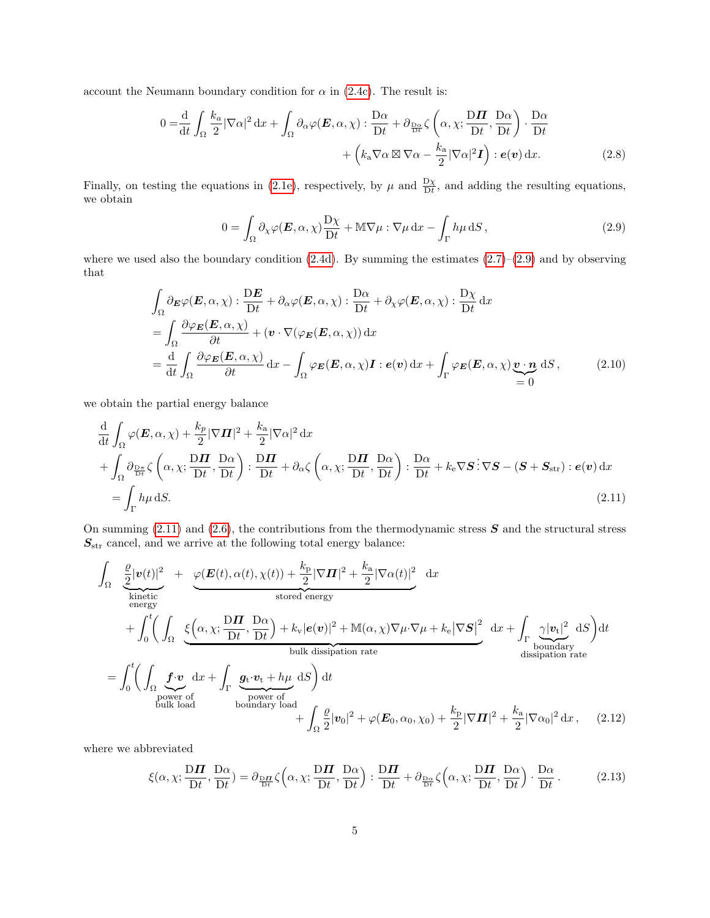account the Neumann boundary condition for $\alpha$ in (2.4c). The result is:

$$
\begin{aligned}
0 =& \frac{\mathrm{d}}{\mathrm{d}t}\int_\Omega \frac{k_a}{2}|\nabla\alpha|^2\,\mathrm{d}x + \int_\Omega \partial_\alpha\varphi(\boldsymbol{E},\alpha,\chi) : \frac{\mathrm{D}\alpha}{\mathrm{D}t} + \partial_{\frac{\mathrm{D}\alpha}{\mathrm{D}t}}\zeta\left(\alpha,\chi;\frac{\mathrm{D}\boldsymbol{\Pi}}{\mathrm{D}t},\frac{\mathrm{D}\alpha}{\mathrm{D}t}\right)\cdot\frac{\mathrm{D}\alpha}{\mathrm{D}t} \\
&+ \left(k_\mathrm{a}\nabla\alpha\boxtimes\nabla\alpha - \frac{k_\mathrm{a}}{2}|\nabla\alpha|^2\boldsymbol{I}\right):\boldsymbol{e}(\boldsymbol{v})\,\mathrm{d}x.
\end{aligned}
\tag{2.8}
$$

Finally, on testing the equations in (2.1e), respectively, by $\mu$ and $\frac{\mathrm{D}\chi}{\mathrm{D}t}$, and adding the resulting equations, we obtain

$$
0 = \int_\Omega \partial_\chi\varphi(\boldsymbol{E},\alpha,\chi)\frac{\mathrm{D}\chi}{\mathrm{D}t} + \mathbb{M}\nabla\mu:\nabla\mu\,\mathrm{d}x - \int_\Gamma h\mu\,\mathrm{d}S\,,
\tag{2.9}
$$

where we used also the boundary condition (2.4d). By summing the estimates (2.7)–(2.9) and by observing that

$$
\begin{aligned}
&\int_\Omega \partial_{\boldsymbol{E}}\varphi(\boldsymbol{E},\alpha,\chi):\frac{\mathrm{D}\boldsymbol{E}}{\mathrm{D}t} + \partial_\alpha\varphi(\boldsymbol{E},\alpha,\chi):\frac{\mathrm{D}\alpha}{\mathrm{D}t} + \partial_\chi\varphi(\boldsymbol{E},\alpha,\chi):\frac{\mathrm{D}\chi}{\mathrm{D}t}\,\mathrm{d}x \\
&= \int_\Omega \frac{\partial\varphi_{\boldsymbol{E}}(\boldsymbol{E},\alpha,\chi)}{\partial t} + (\boldsymbol{v}\cdot\nabla(\varphi_{\boldsymbol{E}}(\boldsymbol{E},\alpha,\chi))\,\mathrm{d}x \\
&= \frac{\mathrm{d}}{\mathrm{d}t}\int_\Omega \frac{\partial\varphi_{\boldsymbol{E}}(\boldsymbol{E},\alpha,\chi)}{\partial t}\,\mathrm{d}x - \int_\Omega \varphi_{\boldsymbol{E}}(\boldsymbol{E},\alpha,\chi)\boldsymbol{I}:\boldsymbol{e}(\boldsymbol{v})\,\mathrm{d}x + \int_\Gamma \varphi_{\boldsymbol{E}}(\boldsymbol{E},\alpha,\chi)\underbrace{\boldsymbol{v}\cdot\boldsymbol{n}}_{=0}\,\mathrm{d}S\,,
\end{aligned}
\tag{2.10}
$$

we obtain the partial energy balance

$$
\begin{aligned}
&\frac{\mathrm{d}}{\mathrm{d}t}\int_\Omega \varphi(\boldsymbol{E},\alpha,\chi) + \frac{k_p}{2}|\nabla\boldsymbol{\Pi}|^2 + \frac{k_a}{2}|\nabla\alpha|^2\,\mathrm{d}x \\
&+ \int_\Omega \partial_{\frac{\mathrm{D}\pi}{\mathrm{D}t}}\zeta\left(\alpha,\chi;\frac{\mathrm{D}\boldsymbol{\Pi}}{\mathrm{D}t},\frac{\mathrm{D}\alpha}{\mathrm{D}t}\right):\frac{\mathrm{D}\boldsymbol{\Pi}}{\mathrm{D}t} + \partial_\alpha\zeta\left(\alpha,\chi;\frac{\mathrm{D}\boldsymbol{\Pi}}{\mathrm{D}t},\frac{\mathrm{D}\alpha}{\mathrm{D}t}\right):\frac{\mathrm{D}\alpha}{\mathrm{D}t} + k_\mathrm{e}\nabla\boldsymbol{S}\,\vdots\,\nabla\boldsymbol{S} - (\boldsymbol{S}+\boldsymbol{S}_\mathrm{str}):\boldsymbol{e}(\boldsymbol{v})\,\mathrm{d}x \\
&= \int_\Gamma h\mu\,\mathrm{d}S.
\end{aligned}
\tag{2.11}
$$

On summing (2.11) and (2.6), the contributions from the thermodynamic stress $\boldsymbol{S}$ and the structural stress $\boldsymbol{S}_\mathrm{str}$ cancel, and we arrive at the following total energy balance:

$$
\begin{aligned}
&\int_\Omega \underbrace{\frac{\varrho}{2}|\boldsymbol{v}(t)|^2}_{\substack{\text{kinetic}\\\text{energy}}} + \underbrace{\varphi(\boldsymbol{E}(t),\alpha(t),\chi(t)) + \frac{k_\mathrm{p}}{2}|\nabla\boldsymbol{\Pi}|^2 + \frac{k_\mathrm{a}}{2}|\nabla\alpha(t)|^2}_{\text{stored energy}}\,\mathrm{d}x \\
&\quad + \int_0^t\!\left(\int_\Omega \underbrace{\xi\Big(\alpha,\chi;\frac{\mathrm{D}\boldsymbol{\Pi}}{\mathrm{D}t},\frac{\mathrm{D}\alpha}{\mathrm{D}t}\Big) + k_\mathrm{v}|\boldsymbol{e}(\boldsymbol{v})|^2 + \mathbb{M}(\alpha,\chi)\nabla\mu\cdot\nabla\mu + k_\mathrm{e}\big|\nabla\boldsymbol{S}\big|^2}_{\text{bulk dissipation rate}}\,\mathrm{d}x + \int_\Gamma \underbrace{\gamma|\boldsymbol{v}_\mathrm{t}|^2}_{\substack{\text{boundary}\\\text{dissipation rate}}}\,\mathrm{d}S\right)\mathrm{d}t \\
&= \int_0^t\!\left(\int_\Omega \underbrace{\boldsymbol{f}\cdot\boldsymbol{v}}_{\substack{\text{power of}\\\text{bulk load}}}\,\mathrm{d}x + \int_\Gamma \underbrace{\boldsymbol{g}_\mathrm{t}\cdot\boldsymbol{v}_\mathrm{t} + h\mu}_{\substack{\text{power of}\\\text{boundary load}}}\,\mathrm{d}S\right)\mathrm{d}t \\
&\quad + \int_\Omega \frac{\varrho}{2}|\boldsymbol{v}_0|^2 + \varphi(\boldsymbol{E}_0,\alpha_0,\chi_0) + \frac{k_\mathrm{p}}{2}|\nabla\boldsymbol{\Pi}|^2 + \frac{k_\mathrm{a}}{2}|\nabla\alpha_0|^2\,\mathrm{d}x\,,
\end{aligned}
\tag{2.12}
$$

where we abbreviated

$$
\xi(\alpha,\chi;\frac{\mathrm{D}\boldsymbol{\Pi}}{\mathrm{D}t},\frac{\mathrm{D}\alpha}{\mathrm{D}t}) = \partial_{\frac{\mathrm{D}\boldsymbol{\Pi}}{\mathrm{D}t}}\zeta\Big(\alpha,\chi;\frac{\mathrm{D}\boldsymbol{\Pi}}{\mathrm{D}t},\frac{\mathrm{D}\alpha}{\mathrm{D}t}\Big):\frac{\mathrm{D}\boldsymbol{\Pi}}{\mathrm{D}t} + \partial_{\frac{\mathrm{D}\alpha}{\mathrm{D}t}}\zeta\Big(\alpha,\chi;\frac{\mathrm{D}\boldsymbol{\Pi}}{\mathrm{D}t},\frac{\mathrm{D}\alpha}{\mathrm{D}t}\Big)\cdot\frac{\mathrm{D}\alpha}{\mathrm{D}t}\,.
\tag{2.13}
$$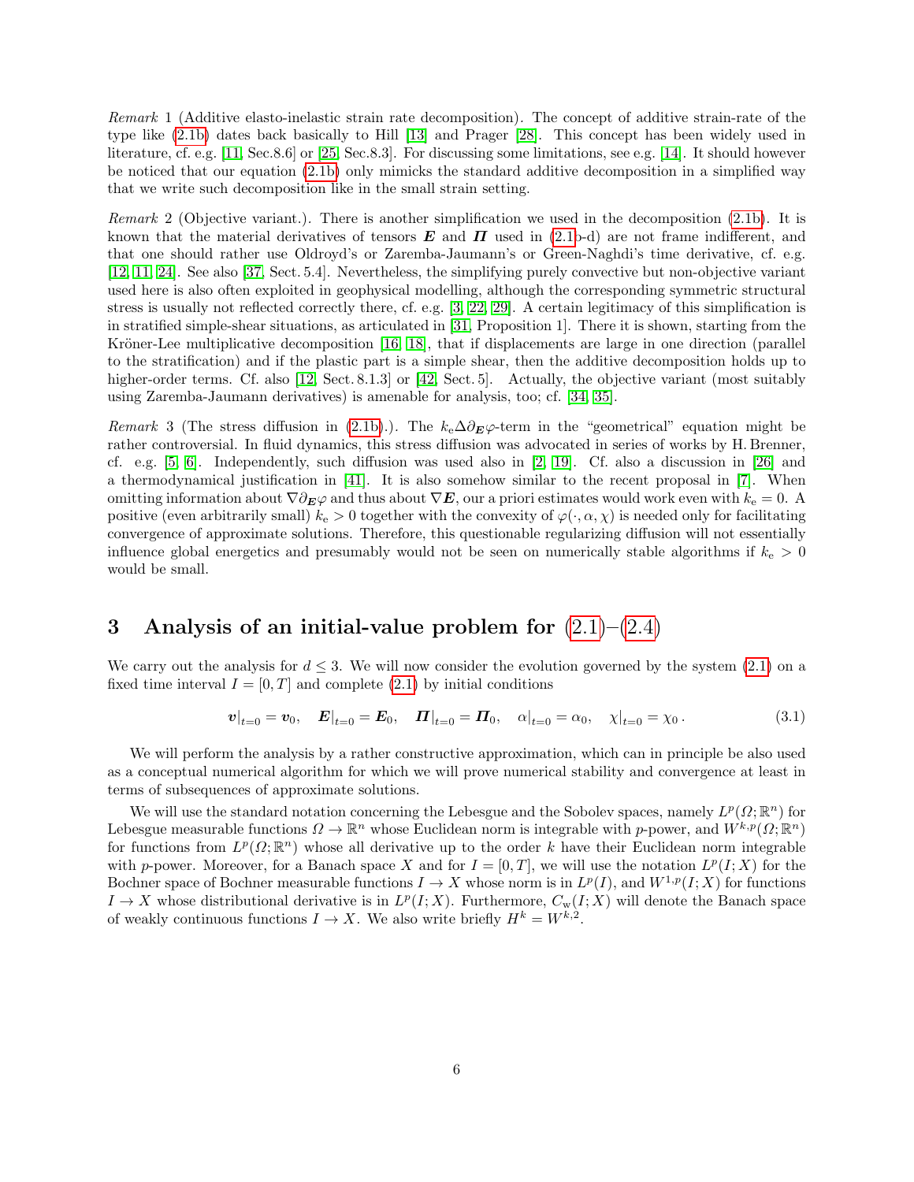*Remark* 1 (Additive elasto-inelastic strain rate decomposition). The concept of additive strain-rate of the type like (2.1b) dates back basically to Hill [13] and Prager [28]. This concept has been widely used in literature, cf. e.g. [11, Sec.8.6] or [25, Sec.8.3]. For discussing some limitations, see e.g. [14]. It should however be noticed that our equation (2.1b) only mimicks the standard additive decomposition in a simplified way that we write such decomposition like in the small strain setting.

*Remark* 2 (Objective variant.). There is another simplification we used in the decomposition (2.1b). It is known that the material derivatives of tensors $\boldsymbol{E}$ and $\boldsymbol{\Pi}$ used in (2.1b-d) are not frame indifferent, and that one should rather use Oldroyd's or Zaremba-Jaumann's or Green-Naghdi's time derivative, cf. e.g. [12, 11, 24]. See also [37, Sect. 5.4]. Nevertheless, the simplifying purely convective but non-objective variant used here is also often exploited in geophysical modelling, although the corresponding symmetric structural stress is usually not reflected correctly there, cf. e.g. [3, 22, 29]. A certain legitimacy of this simplification is in stratified simple-shear situations, as articulated in [31, Proposition 1]. There it is shown, starting from the Kröner-Lee multiplicative decomposition [16, 18], that if displacements are large in one direction (parallel to the stratification) and if the plastic part is a simple shear, then the additive decomposition holds up to higher-order terms. Cf. also [12, Sect. 8.1.3] or [42, Sect. 5]. Actually, the objective variant (most suitably using Zaremba-Jaumann derivatives) is amenable for analysis, too; cf. [34, 35].

*Remark* 3 (The stress diffusion in (2.1b).). The $k_{\rm e}\Delta\partial_{\boldsymbol{E}}\varphi$-term in the "geometrical" equation might be rather controversial. In fluid dynamics, this stress diffusion was advocated in series of works by H. Brenner, cf. e.g. [5, 6]. Independently, such diffusion was used also in [2, 19]. Cf. also a discussion in [26] and a thermodynamical justification in [41]. It is also somehow similar to the recent proposal in [7]. When omitting information about $\nabla\partial_{\boldsymbol{E}}\varphi$ and thus about $\nabla\boldsymbol{E}$, our a priori estimates would work even with $k_{\rm e}=0$. A positive (even arbitrarily small) $k_{\rm e}>0$ together with the convexity of $\varphi(\cdot,\alpha,\chi)$ is needed only for facilitating convergence of approximate solutions. Therefore, this questionable regularizing diffusion will not essentially influence global energetics and presumably would not be seen on numerically stable algorithms if $k_{\rm e}>0$ would be small.

# 3 Analysis of an initial-value problem for (2.1)–(2.4)

We carry out the analysis for $d\le 3$. We will now consider the evolution governed by the system (2.1) on a fixed time interval $I=[0,T]$ and complete (2.1) by initial conditions

$$\boldsymbol{v}|_{t=0}=\boldsymbol{v}_0,\quad \boldsymbol{E}|_{t=0}=\boldsymbol{E}_0,\quad \boldsymbol{\Pi}|_{t=0}=\boldsymbol{\Pi}_0,\quad \alpha|_{t=0}=\alpha_0,\quad \chi|_{t=0}=\chi_0\,. \tag{3.1}$$

We will perform the analysis by a rather constructive approximation, which can in principle be also used as a conceptual numerical algorithm for which we will prove numerical stability and convergence at least in terms of subsequences of approximate solutions.

We will use the standard notation concerning the Lebesgue and the Sobolev spaces, namely $L^p(\varOmega;\mathbb{R}^n)$ for Lebesgue measurable functions $\varOmega\to\mathbb{R}^n$ whose Euclidean norm is integrable with $p$-power, and $W^{k,p}(\varOmega;\mathbb{R}^n)$ for functions from $L^p(\varOmega;\mathbb{R}^n)$ whose all derivative up to the order $k$ have their Euclidean norm integrable with $p$-power. Moreover, for a Banach space $X$ and for $I=[0,T]$, we will use the notation $L^p(I;X)$ for the Bochner space of Bochner measurable functions $I\to X$ whose norm is in $L^p(I)$, and $W^{1,p}(I;X)$ for functions $I\to X$ whose distributional derivative is in $L^p(I;X)$. Furthermore, $C_{\rm w}(I;X)$ will denote the Banach space of weakly continuous functions $I\to X$. We also write briefly $H^k=W^{k,2}$.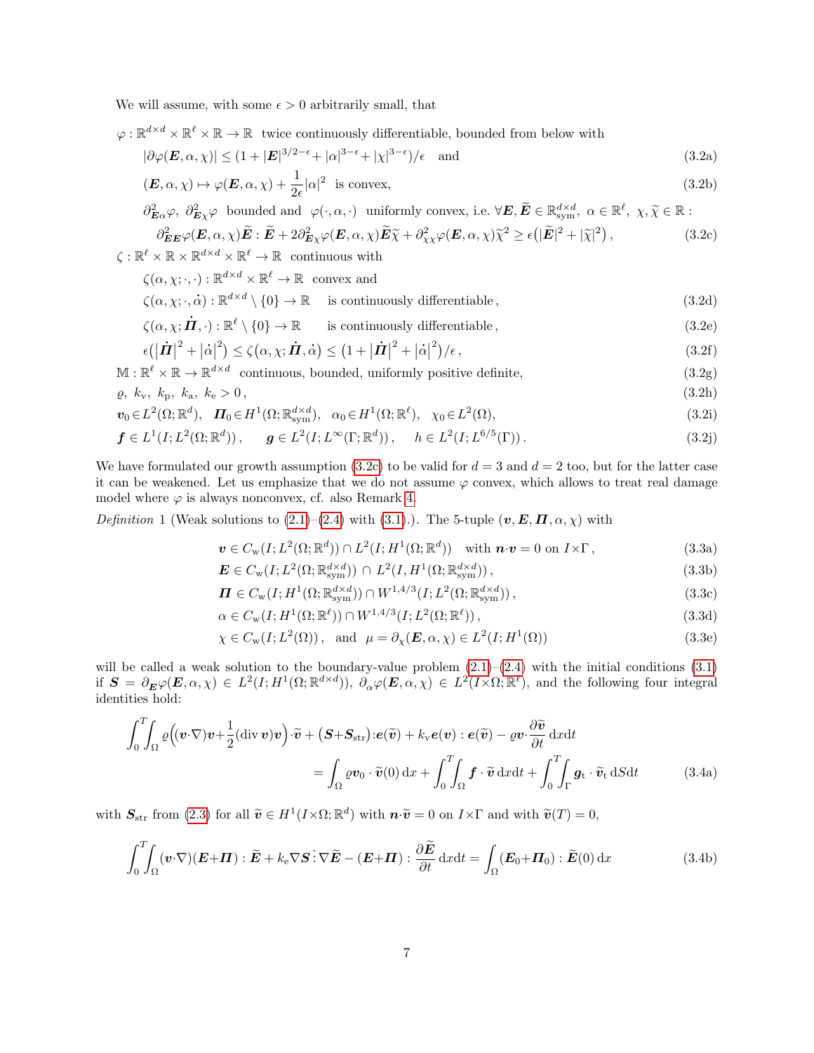We will assume, with some $\epsilon > 0$ arbitrarily small, that

$$\varphi : \mathbb{R}^{d\times d}\times\mathbb{R}^{\ell}\times\mathbb{R}\to\mathbb{R} \ \text{ twice continuously differentiable, bounded from below with}$$

$$|\partial\varphi(\boldsymbol{E},\alpha,\chi)| \le (1+|\boldsymbol{E}|^{3/2-\epsilon}+|\alpha|^{3-\epsilon}+|\chi|^{3-\epsilon})/\epsilon \quad \text{and} \tag{3.2a}$$

$$(\boldsymbol{E},\alpha,\chi)\mapsto\varphi(\boldsymbol{E},\alpha,\chi)+\frac{1}{2\epsilon}|\alpha|^2 \ \text{ is convex,} \tag{3.2b}$$

$$\partial^2_{\boldsymbol{E}\alpha}\varphi,\ \partial^2_{\boldsymbol{E}\chi}\varphi \ \text{ bounded and } \ \varphi(\cdot,\alpha,\cdot) \ \text{ uniformly convex, i.e. } \forall\boldsymbol{E},\widetilde{\boldsymbol{E}}\in\mathbb{R}^{d\times d}_{\rm sym},\ \alpha\in\mathbb{R}^{\ell},\ \chi,\widetilde{\chi}\in\mathbb{R}:$$

$$\partial^2_{\boldsymbol{E}\boldsymbol{E}}\varphi(\boldsymbol{E},\alpha,\chi)\widetilde{\boldsymbol{E}}:\widetilde{\boldsymbol{E}}+2\partial^2_{\boldsymbol{E}\chi}\varphi(\boldsymbol{E},\alpha,\chi)\widetilde{\boldsymbol{E}}\widetilde{\chi}+\partial^2_{\chi\chi}\varphi(\boldsymbol{E},\alpha,\chi)\widetilde{\chi}^2\ge\epsilon\big(|\widetilde{\boldsymbol{E}}|^2+|\widetilde{\chi}|^2\big)\,, \tag{3.2c}$$

$$\zeta:\mathbb{R}^{\ell}\times\mathbb{R}\times\mathbb{R}^{d\times d}\times\mathbb{R}^{\ell}\to\mathbb{R} \ \text{ continuous with}$$

$$\zeta(\alpha,\chi;\cdot,\cdot):\mathbb{R}^{d\times d}\times\mathbb{R}^{\ell}\to\mathbb{R} \ \text{ convex and}$$

$$\zeta(\alpha,\chi;\cdot,\dot{\alpha}):\mathbb{R}^{d\times d}\setminus\{0\}\to\mathbb{R} \quad \text{is continuously differentiable}\,, \tag{3.2d}$$

$$\zeta(\alpha,\chi;\dot{\boldsymbol{\Pi}},\cdot):\mathbb{R}^{\ell}\setminus\{0\}\to\mathbb{R} \quad \text{is continuously differentiable}\,, \tag{3.2e}$$

$$\epsilon\big(|\dot{\boldsymbol{\Pi}}|^2+|\dot{\alpha}|^2\big)\le\zeta\big(\alpha,\chi;\dot{\boldsymbol{\Pi}},\dot{\alpha}\big)\le\big(1+|\dot{\boldsymbol{\Pi}}|^2+|\dot{\alpha}|^2\big)/\epsilon\,, \tag{3.2f}$$

$$\mathbb{M}:\mathbb{R}^{\ell}\times\mathbb{R}\to\mathbb{R}^{d\times d} \ \text{ continuous, bounded, uniformly positive definite,} \tag{3.2g}$$

$$\varrho,\ k_{\rm v},\ k_{\rm p},\ k_{\rm a},\ k_{\rm e}>0\,, \tag{3.2h}$$

$$\boldsymbol{v}_0\in L^2(\Omega;\mathbb{R}^d),\quad \boldsymbol{\Pi}_0\in H^1(\Omega;\mathbb{R}^{d\times d}_{\rm sym}),\quad \alpha_0\in H^1(\Omega;\mathbb{R}^{\ell}),\quad \chi_0\in L^2(\Omega), \tag{3.2i}$$

$$\boldsymbol{f}\in L^1(I;L^2(\Omega;\mathbb{R}^d))\,,\qquad \boldsymbol{g}\in L^2(I;L^\infty(\Gamma;\mathbb{R}^d))\,,\qquad h\in L^2(I;L^{6/5}(\Gamma))\,. \tag{3.2j}$$

We have formulated our growth assumption (3.2c) to be valid for $d=3$ and $d=2$ too, but for the latter case it can be weakened. Let us emphasize that we do not assume $\varphi$ convex, which allows to treat real damage model where $\varphi$ is always nonconvex, cf. also Remark 4.

*Definition* 1 (Weak solutions to (2.1)–(2.4) with (3.1).). The 5-tuple $(\boldsymbol{v},\boldsymbol{E},\boldsymbol{\Pi},\alpha,\chi)$ with

$$\boldsymbol{v}\in C_{\rm w}(I;L^2(\Omega;\mathbb{R}^d))\cap L^2(I;H^1(\Omega;\mathbb{R}^d)) \quad \text{with } \boldsymbol{n}\cdot\boldsymbol{v}=0 \text{ on } I\times\Gamma\,, \tag{3.3a}$$

$$\boldsymbol{E}\in C_{\rm w}(I;L^2(\Omega;\mathbb{R}^{d\times d}_{\rm sym}))\,\cap\,L^2(I,H^1(\Omega;\mathbb{R}^{d\times d}_{\rm sym}))\,, \tag{3.3b}$$

$$\boldsymbol{\Pi}\in C_{\rm w}(I;H^1(\Omega;\mathbb{R}^{d\times d}_{\rm sym}))\cap W^{1,4/3}(I;L^2(\Omega;\mathbb{R}^{d\times d}_{\rm sym}))\,, \tag{3.3c}$$

$$\alpha\in C_{\rm w}(I;H^1(\Omega;\mathbb{R}^{\ell}))\cap W^{1,4/3}(I;L^2(\Omega;\mathbb{R}^{\ell}))\,, \tag{3.3d}$$

$$\chi\in C_{\rm w}(I;L^2(\Omega))\,,\ \text{ and }\ \mu=\partial_\chi(\boldsymbol{E},\alpha,\chi)\in L^2(I;H^1(\Omega)) \tag{3.3e}$$

will be called a weak solution to the boundary-value problem (2.1)–(2.4) with the initial conditions (3.1) if $\boldsymbol{S}=\partial_{\boldsymbol{E}}\varphi(\boldsymbol{E},\alpha,\chi)\in L^2(I;H^1(\Omega;\mathbb{R}^{d\times d}))$, $\partial_\alpha\varphi(\boldsymbol{E},\alpha,\chi)\in L^2(I{\times}\Omega;\mathbb{R}^{\ell})$, and the following four integral identities hold:

$$\int_0^T\!\!\int_\Omega \varrho\Big((\boldsymbol{v}\cdot\nabla)\boldsymbol{v}+\frac{1}{2}({\rm div}\,\boldsymbol{v})\boldsymbol{v}\Big)\cdot\widetilde{\boldsymbol{v}}+\big(\boldsymbol{S}+\boldsymbol{S}_{\rm str}\big):\boldsymbol{e}(\widetilde{\boldsymbol{v}})+k_{\rm v}\boldsymbol{e}(\boldsymbol{v}):\boldsymbol{e}(\widetilde{\boldsymbol{v}})-\varrho\boldsymbol{v}\cdot\frac{\partial\widetilde{\boldsymbol{v}}}{\partial t}\,{\rm d}x{\rm d}t$$
$$=\int_\Omega\varrho\boldsymbol{v}_0\cdot\widetilde{\boldsymbol{v}}(0)\,{\rm d}x+\int_0^T\!\!\int_\Omega\boldsymbol{f}\cdot\widetilde{\boldsymbol{v}}\,{\rm d}x{\rm d}t+\int_0^T\!\!\int_\Gamma\boldsymbol{g}_{\rm t}\cdot\widetilde{\boldsymbol{v}}_{\rm t}\,{\rm d}S{\rm d}t \tag{3.4a}$$

with $\boldsymbol{S}_{\rm str}$ from (2.3) for all $\widetilde{\boldsymbol{v}}\in H^1(I{\times}\Omega;\mathbb{R}^d)$ with $\boldsymbol{n}\cdot\widetilde{\boldsymbol{v}}=0$ on $I{\times}\Gamma$ and with $\widetilde{\boldsymbol{v}}(T)=0$,

$$\int_0^T\!\!\int_\Omega(\boldsymbol{v}\cdot\nabla)(\boldsymbol{E}+\boldsymbol{\Pi}):\widetilde{\boldsymbol{E}}+k_{\rm e}\nabla\boldsymbol{S}\,\vdots\,\nabla\widetilde{\boldsymbol{E}}-(\boldsymbol{E}+\boldsymbol{\Pi}):\frac{\partial\widetilde{\boldsymbol{E}}}{\partial t}\,{\rm d}x{\rm d}t=\int_\Omega(\boldsymbol{E}_0+\boldsymbol{\Pi}_0):\widetilde{\boldsymbol{E}}(0)\,{\rm d}x \tag{3.4b}$$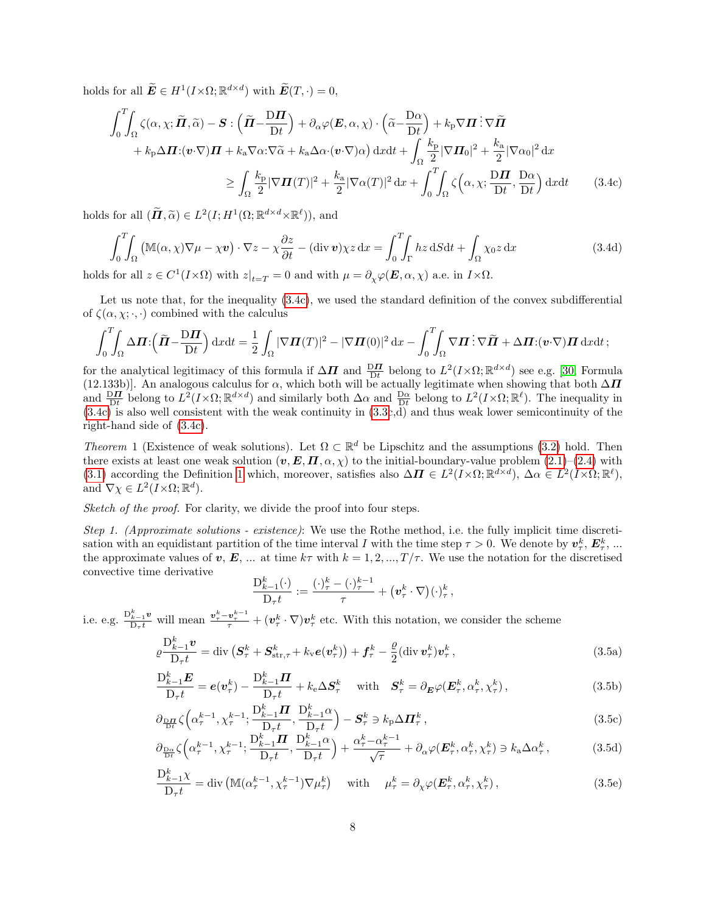holds for all $\widetilde{\boldsymbol{E}} \in H^1(I{\times}\Omega;\mathbb{R}^{d\times d})$ with $\widetilde{\boldsymbol{E}}(T,\cdot)=0$,

$$
\begin{aligned}
\int_0^T\!\!\int_\Omega \zeta(\alpha,\chi;\widetilde{\boldsymbol{\Pi}},\widetilde{\alpha}) - \boldsymbol{S}:\Big(\widetilde{\boldsymbol{\Pi}}{-}\frac{\mathrm{D}\boldsymbol{\Pi}}{\mathrm{D}t}\Big) + \partial_\alpha\varphi(\boldsymbol{E},\alpha,\chi)\cdot\Big(\widetilde{\alpha}{-}\frac{\mathrm{D}\alpha}{\mathrm{D}t}\Big) + k_{\mathrm{p}}\nabla\boldsymbol{\Pi}\,\vdots\,\nabla\widetilde{\boldsymbol{\Pi}} \\
+ k_{\mathrm{p}}\Delta\boldsymbol{\Pi}{:}(\boldsymbol{v}{\cdot}\nabla)\boldsymbol{\Pi} + k_{\mathrm{a}}\nabla\alpha{:}\nabla\widetilde{\alpha} + k_{\mathrm{a}}\Delta\alpha{\cdot}(\boldsymbol{v}{\cdot}\nabla)\alpha\big)\,\mathrm{d}x\mathrm{d}t + \int_\Omega \frac{k_{\mathrm{p}}}{2}|\nabla\boldsymbol{\Pi}_0|^2 + \frac{k_{\mathrm{a}}}{2}|\nabla\alpha_0|^2\,\mathrm{d}x \\
\ge \int_\Omega \frac{k_{\mathrm{p}}}{2}|\nabla\boldsymbol{\Pi}(T)|^2 + \frac{k_{\mathrm{a}}}{2}|\nabla\alpha(T)|^2\,\mathrm{d}x + \int_0^T\!\!\int_\Omega \zeta\Big(\alpha,\chi;\frac{\mathrm{D}\boldsymbol{\Pi}}{\mathrm{D}t},\frac{\mathrm{D}\alpha}{\mathrm{D}t}\Big)\,\mathrm{d}x\mathrm{d}t
\end{aligned}
\tag{3.4c}
$$

holds for all $(\widetilde{\boldsymbol{\Pi}},\widetilde{\alpha}) \in L^2(I;H^1(\Omega;\mathbb{R}^{d\times d}{\times}\mathbb{R}^\ell))$, and

$$
\int_0^T\!\!\int_\Omega \big(\mathbb{M}(\alpha,\chi)\nabla\mu - \chi\boldsymbol{v}\big)\cdot\nabla z - \chi\frac{\partial z}{\partial t} - (\operatorname{div}\boldsymbol{v})\chi z\,\mathrm{d}x = \int_0^T\!\!\int_\Gamma hz\,\mathrm{d}S\mathrm{d}t + \int_\Omega \chi_0 z\,\mathrm{d}x
\tag{3.4d}
$$

holds for all $z \in C^1(I{\times}\Omega)$ with $z|_{t=T}=0$ and with $\mu=\partial_\chi\varphi(\boldsymbol{E},\alpha,\chi)$ a.e. in $I{\times}\Omega$.

Let us note that, for the inequality (3.4c), we used the standard definition of the convex subdifferential of $\zeta(\alpha,\chi;\cdot,\cdot)$ combined with the calculus

$$
\int_0^T\!\!\int_\Omega \Delta\boldsymbol{\Pi}{:}\Big(\widetilde{\boldsymbol{\Pi}}{-}\frac{\mathrm{D}\boldsymbol{\Pi}}{\mathrm{D}t}\Big)\,\mathrm{d}x\mathrm{d}t = \frac{1}{2}\int_\Omega |\nabla\boldsymbol{\Pi}(T)|^2 - |\nabla\boldsymbol{\Pi}(0)|^2\,\mathrm{d}x - \int_0^T\!\!\int_\Omega \nabla\boldsymbol{\Pi}\,\vdots\,\nabla\widetilde{\boldsymbol{\Pi}} + \Delta\boldsymbol{\Pi}{:}(\boldsymbol{v}{\cdot}\nabla)\boldsymbol{\Pi}\,\mathrm{d}x\mathrm{d}t\,;
$$

for the analytical legitimacy of this formula if $\Delta\boldsymbol{\Pi}$ and $\frac{\mathrm{D}\boldsymbol{\Pi}}{\mathrm{D}t}$ belong to $L^2(I{\times}\Omega;\mathbb{R}^{d\times d})$ see e.g. [30, Formula (12.133b)]. An analogous calculus for $\alpha$, which both will be actually legitimate when showing that both $\Delta\boldsymbol{\Pi}$ and $\frac{\mathrm{D}\boldsymbol{\Pi}}{\mathrm{D}t}$ belong to $L^2(I{\times}\Omega;\mathbb{R}^{d\times d})$ and similarly both $\Delta\alpha$ and $\frac{\mathrm{D}\alpha}{\mathrm{D}t}$ belong to $L^2(I{\times}\Omega;\mathbb{R}^\ell)$. The inequality in (3.4c) is also well consistent with the weak continuity in (3.3c,d) and thus weak lower semicontinuity of the right-hand side of (3.4c).

*Theorem* 1 (Existence of weak solutions). Let $\Omega\subset\mathbb{R}^d$ be Lipschitz and the assumptions (3.2) hold. Then there exists at least one weak solution $(\boldsymbol{v},\boldsymbol{E},\boldsymbol{\Pi},\alpha,\chi)$ to the initial-boundary-value problem (2.1)–(2.4) with (3.1) according the Definition 1 which, moreover, satisfies also $\Delta\boldsymbol{\Pi}\in L^2(I{\times}\Omega;\mathbb{R}^{d\times d})$, $\Delta\alpha\in L^2(I{\times}\Omega;\mathbb{R}^\ell)$, and $\nabla\chi\in L^2(I{\times}\Omega;\mathbb{R}^d)$.

*Sketch of the proof.* For clarity, we divide the proof into four steps.

*Step 1. (Approximate solutions - existence)*: We use the Rothe method, i.e. the fully implicit time discretisation with an equidistant partition of the time interval $I$ with the time step $\tau>0$. We denote by $\boldsymbol{v}_\tau^k$, $\boldsymbol{E}_\tau^k$, ... the approximate values of $\boldsymbol{v}$, $\boldsymbol{E}$, ... at time $k\tau$ with $k=1,2,...,T/\tau$. We use the notation for the discretised convective time derivative

$$
\frac{\mathrm{D}_{k-1}^k(\cdot)}{\mathrm{D}_\tau t} := \frac{(\cdot)_\tau^k-(\cdot)_\tau^{k-1}}{\tau} + \big(\boldsymbol{v}_\tau^k\cdot\nabla\big)(\cdot)_\tau^k\,,
$$

i.e. e.g. $\frac{\mathrm{D}_{k-1}^k\boldsymbol{v}}{\mathrm{D}_\tau t}$ will mean $\frac{\boldsymbol{v}_\tau^k-\boldsymbol{v}_\tau^{k-1}}{\tau}+(\boldsymbol{v}_\tau^k\cdot\nabla)\boldsymbol{v}_\tau^k$ etc. With this notation, we consider the scheme

$$
\varrho\frac{\mathrm{D}_{k-1}^k\boldsymbol{v}}{\mathrm{D}_\tau t} = \operatorname{div}\big(\boldsymbol{S}_\tau^k + \boldsymbol{S}_{\mathrm{str},\tau}^k + k_{\mathrm{v}}\boldsymbol{e}(\boldsymbol{v}_\tau^k)\big) + \boldsymbol{f}_\tau^k - \frac{\varrho}{2}(\operatorname{div}\boldsymbol{v}_\tau^k)\boldsymbol{v}_\tau^k\,,
\tag{3.5a}
$$

$$
\frac{\mathrm{D}_{k-1}^k\boldsymbol{E}}{\mathrm{D}_\tau t} = \boldsymbol{e}(\boldsymbol{v}_\tau^k) - \frac{\mathrm{D}_{k-1}^k\boldsymbol{\Pi}}{\mathrm{D}_\tau t} + k_{\mathrm{e}}\Delta\boldsymbol{S}_\tau^k \quad\text{ with }\quad \boldsymbol{S}_\tau^k=\partial_{\boldsymbol{E}}\varphi(\boldsymbol{E}_\tau^k,\alpha_\tau^k,\chi_\tau^k)\,,
\tag{3.5b}
$$

$$
\partial_{\frac{\mathrm{D}\boldsymbol{\Pi}}{\mathrm{D}t}}\zeta\Big(\alpha_\tau^{k-1},\chi_\tau^{k-1};\frac{\mathrm{D}_{k-1}^k\boldsymbol{\Pi}}{\mathrm{D}_\tau t},\frac{\mathrm{D}_{k-1}^k\alpha}{\mathrm{D}_\tau t}\Big) - \boldsymbol{S}_\tau^k \ni k_{\mathrm{p}}\Delta\boldsymbol{\Pi}_\tau^k\,,
\tag{3.5c}
$$

$$
\partial_{\frac{\mathrm{D}\alpha}{\mathrm{D}t}}\zeta\Big(\alpha_\tau^{k-1},\chi_\tau^{k-1};\frac{\mathrm{D}_{k-1}^k\boldsymbol{\Pi}}{\mathrm{D}_\tau t},\frac{\mathrm{D}_{k-1}^k\alpha}{\mathrm{D}_\tau t}\Big) + \frac{\alpha_\tau^k{-}\alpha_\tau^{k-1}}{\sqrt{\tau}} + \partial_\alpha\varphi(\boldsymbol{E}_\tau^k,\alpha_\tau^k,\chi_\tau^k) \ni k_{\mathrm{a}}\Delta\alpha_\tau^k\,,
\tag{3.5d}
$$

$$
\frac{\mathrm{D}_{k-1}^k\chi}{\mathrm{D}_\tau t} = \operatorname{div}\big(\mathbb{M}(\alpha_\tau^{k-1},\chi_\tau^{k-1})\nabla\mu_\tau^k\big) \quad\text{ with }\quad \mu_\tau^k=\partial_\chi\varphi(\boldsymbol{E}_\tau^k,\alpha_\tau^k,\chi_\tau^k)\,,
\tag{3.5e}
$$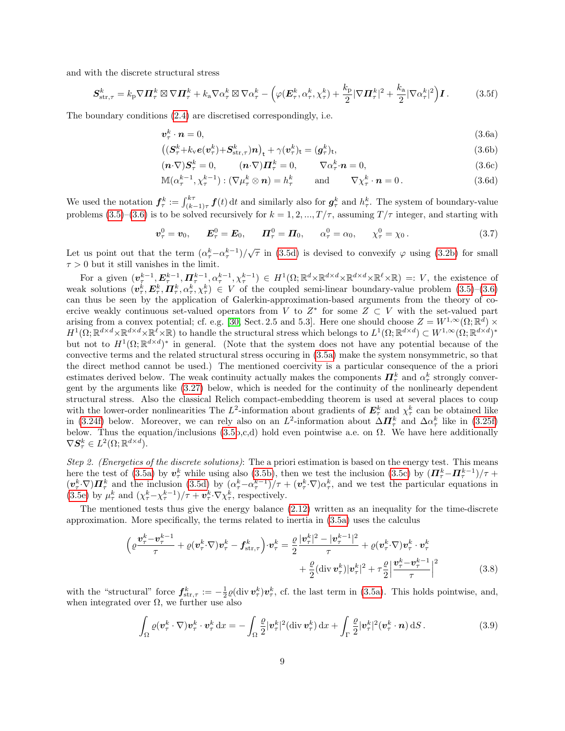and with the discrete structural stress

$$
\boldsymbol{S}_{\mathrm{str},\tau}^k = k_{\mathrm{p}}\nabla\boldsymbol{\varPi}_\tau^k \boxtimes \nabla\boldsymbol{\varPi}_\tau^k + k_{\mathrm{a}}\nabla\alpha_\tau^k \boxtimes \nabla\alpha_\tau^k - \Big(\varphi(\boldsymbol{E}_\tau^k,\alpha_\tau^k,\chi_\tau^k) + \frac{k_{\mathrm{p}}}{2}|\nabla\boldsymbol{\varPi}_\tau^k|^2 + \frac{k_{\mathrm{a}}}{2}|\nabla\alpha_\tau^k|^2\Big)\boldsymbol{I}\,. \tag{3.5f}
$$

The boundary conditions (2.4) are discretised correspondingly, i.e.

$$
\boldsymbol{v}_\tau^k\cdot\boldsymbol{n} = 0, \tag{3.6a}
$$

$$
\big((\boldsymbol{S}_\tau^k{+}k_{\mathrm{v}}\boldsymbol{e}(\boldsymbol{v}_\tau^k){+}\boldsymbol{S}_{\mathrm{str},\tau}^k)\boldsymbol{n}\big)_{\mathrm{t}} + \gamma(\boldsymbol{v}_\tau^k)_{\mathrm{t}} = (\boldsymbol{g}_\tau^k)_{\mathrm{t}}, \tag{3.6b}
$$

$$
(\boldsymbol{n}{\cdot}\nabla)\boldsymbol{S}_\tau^k = 0, \qquad (\boldsymbol{n}{\cdot}\nabla)\boldsymbol{\varPi}_\tau^k = 0, \qquad \nabla\alpha_\tau^k{\cdot}\boldsymbol{n} = 0, \tag{3.6c}
$$

$$
\mathbb{M}(\alpha_\tau^{k-1},\chi_\tau^{k-1}):(\nabla\mu_\tau^k\otimes\boldsymbol{n}) = h_\tau^k \qquad\text{and}\qquad \nabla\chi_\tau^k\cdot\boldsymbol{n} = 0\,. \tag{3.6d}
$$

We used the notation $\boldsymbol{f}_\tau^k := \int_{(k-1)\tau}^{k\tau}\boldsymbol{f}(t)\,\mathrm{d}t$ and similarly also for $\boldsymbol{g}_\tau^k$ and $h_\tau^k$. The system of boundary-value problems (3.5)–(3.6) is to be solved recursively for $k = 1, 2, ..., T/\tau$, assuming $T/\tau$ integer, and starting with

$$
\boldsymbol{v}_\tau^0 = \boldsymbol{v}_0, \qquad \boldsymbol{E}_\tau^0 = \boldsymbol{E}_0, \qquad \boldsymbol{\varPi}_\tau^0 = \boldsymbol{\varPi}_0, \qquad \alpha_\tau^0 = \alpha_0, \qquad \chi_\tau^0 = \chi_0\,. \tag{3.7}
$$

Let us point out that the term $(\alpha_\tau^k{-}\alpha_\tau^{k-1})/\sqrt{\tau}$ in (3.5d) is devised to convexify $\varphi$ using (3.2b) for small $\tau > 0$ but it still vanishes in the limit.

For a given $(\boldsymbol{v}_\tau^{k-1},\boldsymbol{E}_\tau^{k-1},\boldsymbol{\varPi}_\tau^{k-1},\alpha_\tau^{k-1},\chi_\tau^{k-1}) \in H^1(\Omega;\mathbb{R}^d{\times}\mathbb{R}^{d\times d}{\times}\mathbb{R}^{d\times d}{\times}\mathbb{R}^\ell{\times}\mathbb{R}) =: V$, the existence of weak solutions $(\boldsymbol{v}_\tau^k,\boldsymbol{E}_\tau^k,\boldsymbol{\varPi}_\tau^k,\alpha_\tau^k,\chi_\tau^k) \in V$ of the coupled semi-linear boundary-value problem (3.5)–(3.6) can thus be seen by the application of Galerkin-approximation-based arguments from the theory of coercive weakly continuous set-valued operators from $V$ to $Z^*$ for some $Z \subset V$ with the set-valued part arising from a convex potential; cf. e.g. [30, Sect. 2.5 and 5.3]. Here one should choose $Z = W^{1,\infty}(\Omega;\mathbb{R}^d) \times H^1(\Omega;\mathbb{R}^{d\times d}{\times}\mathbb{R}^{d\times d}{\times}\mathbb{R}^\ell{\times}\mathbb{R})$ to handle the structural stress which belongs to $L^1(\Omega;\mathbb{R}^{d\times d}) \subset W^{1,\infty}(\Omega;\mathbb{R}^{d\times d})^*$ but not to $H^1(\Omega;\mathbb{R}^{d\times d})^*$ in general. (Note that the system does not have any potential because of the convective terms and the related structural stress occuring in (3.5a) make the system nonsymmetric, so that the direct method cannot be used.) The mentioned coercivity is a particular consequence of the a priori estimates derived below. The weak continuity actually makes the components $\boldsymbol{\varPi}_\tau^k$ and $\alpha_\tau^k$ strongly convergent by the arguments like (3.27) below, which is needed for the continuity of the nonlinearly dependent structural stress. Also the classical Relich compact-embedding theorem is used at several places to coup with the lower-order nonlinearities The $L^2$-information about gradients of $\boldsymbol{E}_\tau^k$ and $\chi_\tau^k$ can be obtained like in (3.24f) below. Moreover, we can rely also on an $L^2$-information about $\Delta\boldsymbol{\varPi}_\tau^k$ and $\Delta\alpha_\tau^k$ like in (3.25f) below. Thus the equation/inclusions (3.5b,c,d) hold even pointwise a.e. on $\Omega$. We have here additionally $\nabla\boldsymbol{S}_\tau^k \in L^2(\Omega;\mathbb{R}^{d\times d})$.

*Step 2. (Energetics of the discrete solutions)*: The a priori estimation is based on the energy test. This means here the test of (3.5a) by $\boldsymbol{v}_\tau^k$ while using also (3.5b), then we test the inclusion (3.5c) by $(\boldsymbol{\varPi}_\tau^k{-}\boldsymbol{\varPi}_\tau^{k-1})/\tau + (\boldsymbol{v}_\tau^k{\cdot}\nabla)\boldsymbol{\varPi}_\tau^k$ and the inclusion (3.5d) by $(\alpha_\tau^k{-}\alpha_\tau^{k-1})/\tau + (\boldsymbol{v}_\tau^k{\cdot}\nabla)\alpha_\tau^k$, and we test the particular equations in (3.5e) by $\mu_\tau^k$ and $(\chi_\tau^k{-}\chi_\tau^{k-1})/\tau + \boldsymbol{v}_\tau^k{\cdot}\nabla\chi_\tau^k$, respectively.

The mentioned tests thus give the energy balance (2.12) written as an inequality for the time-discrete approximation. More specifically, the terms related to inertia in (3.5a) uses the calculus

$$
\Big(\varrho\frac{\boldsymbol{v}_\tau^k{-}\boldsymbol{v}_\tau^{k-1}}{\tau} + \varrho(\boldsymbol{v}_\tau^k{\cdot}\nabla)\boldsymbol{v}_\tau^k - \boldsymbol{f}_{\mathrm{str},\tau}^k\Big){\cdot}\boldsymbol{v}_\tau^k = \frac{\varrho}{2}\frac{|\boldsymbol{v}_\tau^k|^2 - |\boldsymbol{v}_\tau^{k-1}|^2}{\tau} + \varrho(\boldsymbol{v}_\tau^k{\cdot}\nabla)\boldsymbol{v}_\tau^k\cdot\boldsymbol{v}_\tau^k + \frac{\varrho}{2}(\mathrm{div}\,\boldsymbol{v}_\tau^k)|\boldsymbol{v}_\tau^k|^2 + \tau\frac{\varrho}{2}\Big|\frac{\boldsymbol{v}_\tau^k{-}\boldsymbol{v}_\tau^{k-1}}{\tau}\Big|^2 \tag{3.8}
$$

with the "structural" force $\boldsymbol{f}_{\mathrm{str},\tau}^k := -\frac{1}{2}\varrho(\mathrm{div}\,\boldsymbol{v}_\tau^k)\boldsymbol{v}_\tau^k$, cf. the last term in (3.5a). This holds pointwise, and, when integrated over $\Omega$, we further use also

$$
\int_\Omega \varrho(\boldsymbol{v}_\tau^k\cdot\nabla)\boldsymbol{v}_\tau^k\cdot\boldsymbol{v}_\tau^k\,\mathrm{d}x = -\int_\Omega\frac{\varrho}{2}|\boldsymbol{v}_\tau^k|^2(\mathrm{div}\,\boldsymbol{v}_\tau^k)\,\mathrm{d}x + \int_\Gamma\frac{\varrho}{2}|\boldsymbol{v}_\tau^k|^2(\boldsymbol{v}_\tau^k\cdot\boldsymbol{n})\,\mathrm{d}S\,. \tag{3.9}
$$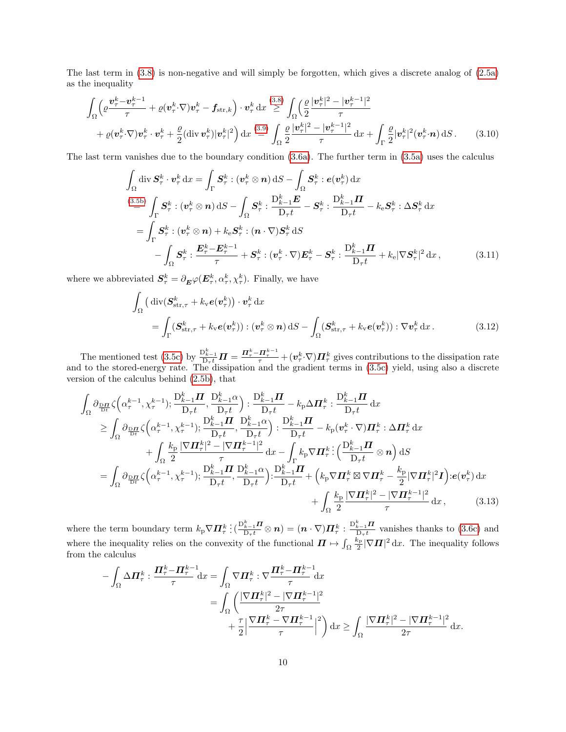The last term in (3.8) is non-negative and will simply be forgotten, which gives a discrete analog of (2.5a) as the inequality

$$
\begin{aligned}
\int_\Omega\Big(\varrho\frac{\boldsymbol{v}_\tau^k{-}\boldsymbol{v}_\tau^{k-1}}{\tau}+\varrho(\boldsymbol{v}_\tau^k{\cdot}\nabla)\boldsymbol{v}_\tau^k-\boldsymbol{f}_{\mathrm{str},k}\Big)\cdot\boldsymbol{v}_\tau^k\,\mathrm{d}x &\overset{(3.8)}{\geq}\int_\Omega\Big(\frac{\varrho}{2}\frac{|\boldsymbol{v}_\tau^k|^2-|\boldsymbol{v}_\tau^{k-1}|^2}{\tau}\\
+\varrho(\boldsymbol{v}_\tau^k{\cdot}\nabla)\boldsymbol{v}_\tau^k\cdot\boldsymbol{v}_\tau^k+\frac{\varrho}{2}(\mathrm{div}\,\boldsymbol{v}_\tau^k)|\boldsymbol{v}_\tau^k|^2\Big)\,\mathrm{d}x &\overset{(3.9)}{=}\int_\Omega\frac{\varrho}{2}\frac{|\boldsymbol{v}_\tau^k|^2-|\boldsymbol{v}_\tau^{k-1}|^2}{\tau}\,\mathrm{d}x+\int_\Gamma\frac{\varrho}{2}|\boldsymbol{v}_\tau^k|^2(\boldsymbol{v}_\tau^k{\cdot}\boldsymbol{n})\,\mathrm{d}S\,. \qquad (3.10)
\end{aligned}
$$

The last term vanishes due to the boundary condition (3.6a). The further term in (3.5a) uses the calculus

$$
\begin{aligned}
\int_\Omega \mathrm{div}\,\boldsymbol{S}_\tau^k\cdot\boldsymbol{v}_\tau^k\,\mathrm{d}x &=\int_\Gamma\boldsymbol{S}_\tau^k:(\boldsymbol{v}_\tau^k\otimes\boldsymbol{n})\,\mathrm{d}S-\int_\Omega\boldsymbol{S}_\tau^k:\boldsymbol{e}(\boldsymbol{v}_\tau^k)\,\mathrm{d}x\\
&\overset{(3.5b)}{=}\int_\Gamma\boldsymbol{S}_\tau^k:(\boldsymbol{v}_\tau^k\otimes\boldsymbol{n})\,\mathrm{d}S-\int_\Omega\boldsymbol{S}_\tau^k:\frac{\mathrm{D}_{k-1}^k\boldsymbol{E}}{\mathrm{D}_\tau t}-\boldsymbol{S}_\tau^k:\frac{\mathrm{D}_{k-1}^k\boldsymbol{\Pi}}{\mathrm{D}_\tau t}-k_{\mathrm{e}}\boldsymbol{S}_\tau^k:\Delta\boldsymbol{S}_\tau^k\,\mathrm{d}x\\
&=\int_\Gamma\boldsymbol{S}_\tau^k:(\boldsymbol{v}_\tau^k\otimes\boldsymbol{n})+k_{\mathrm{e}}\boldsymbol{S}_\tau^k:(\boldsymbol{n}\cdot\nabla)\boldsymbol{S}_\tau^k\,\mathrm{d}S\\
&\quad-\int_\Omega\boldsymbol{S}_\tau^k:\frac{\boldsymbol{E}_\tau^k{-}\boldsymbol{E}_\tau^{k-1}}{\tau}+\boldsymbol{S}_\tau^k:(\boldsymbol{v}_\tau^k\cdot\nabla)\boldsymbol{E}_\tau^k-\boldsymbol{S}_\tau^k:\frac{\mathrm{D}_{k-1}^k\boldsymbol{\Pi}}{\mathrm{D}_\tau t}+k_{\mathrm{e}}|\nabla\boldsymbol{S}_\tau^k|^2\,\mathrm{d}x\,, \qquad (3.11)
\end{aligned}
$$

where we abbreviated $\boldsymbol{S}_\tau^k=\partial_{\boldsymbol{E}}\varphi(\boldsymbol{E}_\tau^k,\alpha_\tau^k,\chi_\tau^k)$. Finally, we have

$$
\begin{aligned}
&\int_\Omega\big(\mathrm{div}(\boldsymbol{S}_{\mathrm{str},\tau}^k+k_{\mathrm{v}}\boldsymbol{e}(\boldsymbol{v}_\tau^k))\cdot\boldsymbol{v}_\tau^k\,\mathrm{d}x\\
&\qquad=\int_\Gamma(\boldsymbol{S}_{\mathrm{str},\tau}^k+k_{\mathrm{v}}\boldsymbol{e}(\boldsymbol{v}_\tau^k)):(\boldsymbol{v}_\tau^k\otimes\boldsymbol{n})\,\mathrm{d}S-\int_\Omega(\boldsymbol{S}_{\mathrm{str},\tau}^k+k_{\mathrm{v}}\boldsymbol{e}(\boldsymbol{v}_\tau^k)):\nabla\boldsymbol{v}_\tau^k\,\mathrm{d}x\,. \qquad (3.12)
\end{aligned}
$$

The mentioned test (3.5c) by $\frac{\mathrm{D}_{k-1}^k}{\mathrm{D}_\tau t}\boldsymbol{\Pi}=\frac{\boldsymbol{\Pi}_\tau^k-\boldsymbol{\Pi}_\tau^{k-1}}{\tau}+(\boldsymbol{v}_\tau^k{\cdot}\nabla)\boldsymbol{\Pi}_\tau^k$ gives contributions to the dissipation rate and to the stored-energy rate. The dissipation and the gradient terms in (3.5c) yield, using also a discrete version of the calculus behind (2.5b), that

$$
\begin{aligned}
&\int_\Omega\partial_{\frac{\mathrm{D}\boldsymbol{\Pi}}{\mathrm{D}t}}\zeta\Big(\alpha_\tau^{k-1},\chi_\tau^{k-1});\frac{\mathrm{D}_{k-1}^k\boldsymbol{\Pi}}{\mathrm{D}_\tau t},\frac{\mathrm{D}_{k-1}^k\alpha}{\mathrm{D}_\tau t}\Big):\frac{\mathrm{D}_{k-1}^k\boldsymbol{\Pi}}{\mathrm{D}_\tau t}-k_{\mathrm{p}}\Delta\boldsymbol{\Pi}_\tau^k:\frac{\mathrm{D}_{k-1}^k\boldsymbol{\Pi}}{\mathrm{D}_\tau t}\,\mathrm{d}x\\
&\quad\geq\int_\Omega\partial_{\frac{\mathrm{D}\boldsymbol{\Pi}}{\mathrm{D}t}}\zeta\Big(\alpha_\tau^{k-1},\chi_\tau^{k-1});\frac{\mathrm{D}_{k-1}^k\boldsymbol{\Pi}}{\mathrm{D}_\tau t},\frac{\mathrm{D}_{k-1}^k\alpha}{\mathrm{D}_\tau t}\Big):\frac{\mathrm{D}_{k-1}^k\boldsymbol{\Pi}}{\mathrm{D}_\tau t}-k_{\mathrm{p}}(\boldsymbol{v}_\tau^k\cdot\nabla)\boldsymbol{\Pi}_\tau^k:\Delta\boldsymbol{\Pi}_\tau^k\,\mathrm{d}x\\
&\qquad+\int_\Omega\frac{k_{\mathrm{p}}}{2}\frac{|\nabla\boldsymbol{\Pi}_\tau^k|^2-|\nabla\boldsymbol{\Pi}_\tau^{k-1}|^2}{\tau}\,\mathrm{d}x-\int_\Gamma k_{\mathrm{p}}\nabla\boldsymbol{\Pi}_\tau^k\,\vdots\Big(\frac{\mathrm{D}_{k-1}^k\boldsymbol{\Pi}}{\mathrm{D}_\tau t}\otimes\boldsymbol{n}\Big)\,\mathrm{d}S\\
&\quad=\int_\Omega\partial_{\frac{\mathrm{D}\boldsymbol{\Pi}}{\mathrm{D}t}}\zeta\Big(\alpha_\tau^{k-1},\chi_\tau^{k-1});\frac{\mathrm{D}_{k-1}^k\boldsymbol{\Pi}}{\mathrm{D}_\tau t},\frac{\mathrm{D}_{k-1}^k\alpha}{\mathrm{D}_\tau t}\Big):\frac{\mathrm{D}_{k-1}^k\boldsymbol{\Pi}}{\mathrm{D}_\tau t}+\Big(k_{\mathrm{p}}\nabla\boldsymbol{\Pi}_\tau^k\boxtimes\nabla\boldsymbol{\Pi}_\tau^k-\frac{k_{\mathrm{p}}}{2}|\nabla\boldsymbol{\Pi}_\tau^k|^2\boldsymbol{I}\Big):\boldsymbol{e}(\boldsymbol{v}_\tau^k)\,\mathrm{d}x\\
&\qquad\qquad+\int_\Omega\frac{k_{\mathrm{p}}}{2}\frac{|\nabla\boldsymbol{\Pi}_\tau^k|^2-|\nabla\boldsymbol{\Pi}_\tau^{k-1}|^2}{\tau}\,\mathrm{d}x\,, \qquad (3.13)
\end{aligned}
$$

where the term boundary term $k_{\mathrm{p}}\nabla\boldsymbol{\Pi}_\tau^k\,\vdots\,(\frac{\mathrm{D}_{k-1}^k\boldsymbol{\Pi}}{\mathrm{D}_\tau t}\otimes\boldsymbol{n})=(\boldsymbol{n}\cdot\nabla)\boldsymbol{\Pi}_\tau^k:\frac{\mathrm{D}_{k-1}^k\boldsymbol{\Pi}}{\mathrm{D}_\tau t}$ vanishes thanks to (3.6c) and where the inequality relies on the convexity of the functional $\boldsymbol{\Pi}\mapsto\int_\Omega\frac{k_{\mathrm{p}}}{2}|\nabla\boldsymbol{\Pi}|^2\,\mathrm{d}x$. The inequality follows from the calculus

$$
\begin{aligned}
-\int_\Omega\Delta\boldsymbol{\Pi}_\tau^k:\frac{\boldsymbol{\Pi}_\tau^k{-}\boldsymbol{\Pi}_\tau^{k-1}}{\tau}\,\mathrm{d}x&=\int_\Omega\nabla\boldsymbol{\Pi}_\tau^k:\nabla\frac{\boldsymbol{\Pi}_\tau^k{-}\boldsymbol{\Pi}_\tau^{k-1}}{\tau}\,\mathrm{d}x\\
&=\int_\Omega\bigg(\frac{|\nabla\boldsymbol{\Pi}_\tau^k|^2-|\nabla\boldsymbol{\Pi}_\tau^{k-1}|^2}{2\tau}\\
&\qquad+\frac{\tau}{2}\Big|\frac{\nabla\boldsymbol{\Pi}_\tau^k-\nabla\boldsymbol{\Pi}_\tau^{k-1}}{\tau}\Big|^2\bigg)\,\mathrm{d}x\geq\int_\Omega\frac{|\nabla\boldsymbol{\Pi}_\tau^k|^2-|\nabla\boldsymbol{\Pi}_\tau^{k-1}|^2}{2\tau}\,\mathrm{d}x.
\end{aligned}
$$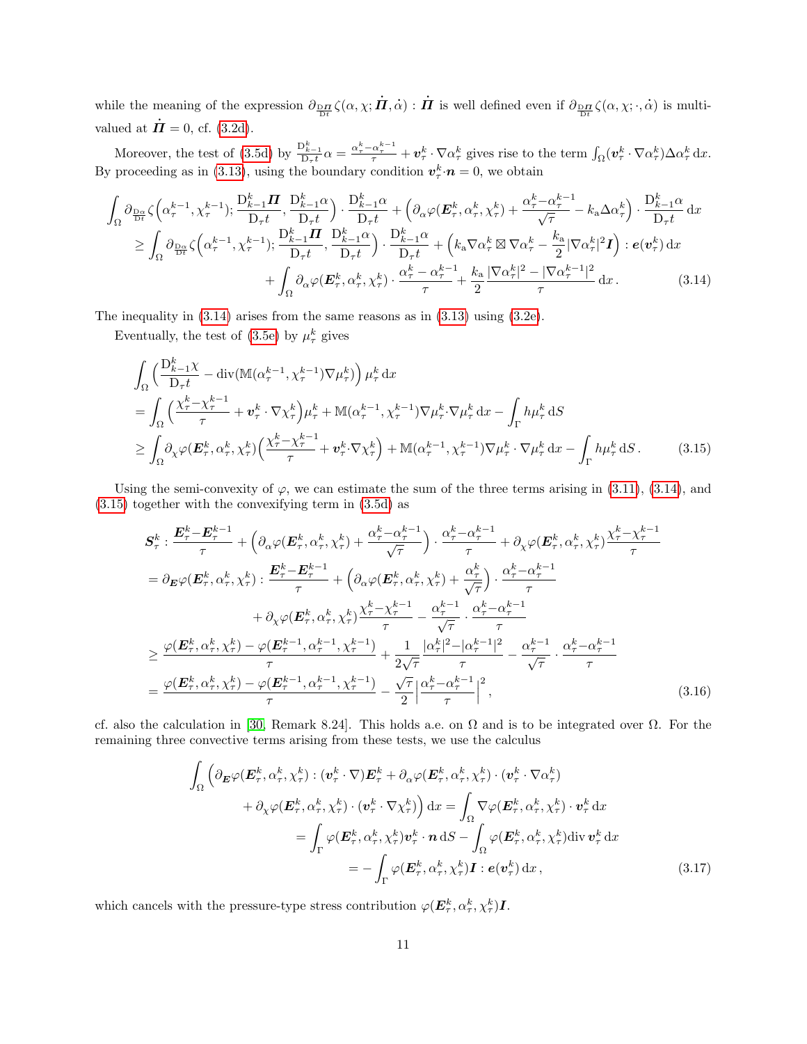while the meaning of the expression $\partial_{\frac{\mathrm{D}\boldsymbol{\Pi}}{\mathrm{D}t}}\zeta(\alpha,\chi;\dot{\boldsymbol{\Pi}},\dot\alpha):\dot{\boldsymbol{\Pi}}$ is well defined even if $\partial_{\frac{\mathrm{D}\boldsymbol{\Pi}}{\mathrm{D}t}}\zeta(\alpha,\chi;\cdot,\dot\alpha)$ is multi-valued at $\dot{\boldsymbol{\Pi}}=0$, cf. (3.2d).

Moreover, the test of (3.5d) by $\frac{\mathrm{D}^k_{k-1}}{\mathrm{D}_\tau t}\alpha=\frac{\alpha^k_\tau-\alpha^{k-1}_\tau}{\tau}+\boldsymbol{v}^k_\tau\cdot\nabla\alpha^k_\tau$ gives rise to the term $\int_\Omega(\boldsymbol{v}^k_\tau\cdot\nabla\alpha^k_\tau)\Delta\alpha^k_\tau\,\mathrm{d}x$. By proceeding as in (3.13), using the boundary condition $\boldsymbol{v}^k_\tau\cdot\boldsymbol{n}=0$, we obtain

$$
\begin{aligned}
&\int_\Omega\partial_{\frac{\mathrm{D}\alpha}{\mathrm{D}t}}\zeta\Big(\alpha^{k-1}_\tau,\chi^{k-1}_\tau);\frac{\mathrm{D}^k_{k-1}\boldsymbol{\Pi}}{\mathrm{D}_\tau t},\frac{\mathrm{D}^k_{k-1}\alpha}{\mathrm{D}_\tau t}\Big)\cdot\frac{\mathrm{D}^k_{k-1}\alpha}{\mathrm{D}_\tau t}+\Big(\partial_\alpha\varphi(\boldsymbol{E}^k_\tau,\alpha^k_\tau,\chi^k_\tau)+\frac{\alpha^k_\tau-\alpha^{k-1}_\tau}{\sqrt\tau}-k_\mathrm{a}\Delta\alpha^k_\tau\Big)\cdot\frac{\mathrm{D}^k_{k-1}\alpha}{\mathrm{D}_\tau t}\,\mathrm{d}x\\
&\quad\ge\int_\Omega\partial_{\frac{\mathrm{D}\alpha}{\mathrm{D}t}}\zeta\Big(\alpha^{k-1}_\tau,\chi^{k-1}_\tau);\frac{\mathrm{D}^k_{k-1}\boldsymbol{\Pi}}{\mathrm{D}_\tau t},\frac{\mathrm{D}^k_{k-1}\alpha}{\mathrm{D}_\tau t}\Big)\cdot\frac{\mathrm{D}^k_{k-1}\alpha}{\mathrm{D}_\tau t}+\Big(k_\mathrm{a}\nabla\alpha^k_\tau\boxtimes\nabla\alpha^k_\tau-\frac{k_\mathrm{a}}{2}|\nabla\alpha^k_\tau|^2\boldsymbol{I}\Big):\boldsymbol{e}(\boldsymbol{v}^k_\tau)\,\mathrm{d}x\\
&\qquad\qquad+\int_\Omega\partial_\alpha\varphi(\boldsymbol{E}^k_\tau,\alpha^k_\tau,\chi^k_\tau)\cdot\frac{\alpha^k_\tau-\alpha^{k-1}_\tau}{\tau}+\frac{k_\mathrm{a}}{2}\frac{|\nabla\alpha^k_\tau|^2-|\nabla\alpha^{k-1}_\tau|^2}{\tau}\,\mathrm{d}x\,.
\end{aligned}
\tag{3.14}
$$

The inequality in (3.14) arises from the same reasons as in (3.13) using (3.2e).

Eventually, the test of (3.5e) by $\mu^k_\tau$ gives

$$
\begin{aligned}
&\int_\Omega\Big(\frac{\mathrm{D}^k_{k-1}\chi}{\mathrm{D}_\tau t}-\mathrm{div}(\mathbb{M}(\alpha^{k-1}_\tau,\chi^{k-1}_\tau)\nabla\mu^k_\tau)\Big)\,\mu^k_\tau\,\mathrm{d}x\\
&=\int_\Omega\Big(\frac{\chi^k_\tau-\chi^{k-1}_\tau}{\tau}+\boldsymbol{v}^k_\tau\cdot\nabla\chi^k_\tau\Big)\mu^k_\tau+\mathbb{M}(\alpha^{k-1}_\tau,\chi^{k-1}_\tau)\nabla\mu^k_\tau\cdot\nabla\mu^k_\tau\,\mathrm{d}x-\int_\Gamma h\mu^k_\tau\,\mathrm{d}S\\
&\ge\int_\Omega\partial_\chi\varphi(\boldsymbol{E}^k_\tau,\alpha^k_\tau,\chi^k_\tau)\Big(\frac{\chi^k_\tau-\chi^{k-1}_\tau}{\tau}+\boldsymbol{v}^k_\tau\cdot\nabla\chi^k_\tau\Big)+\mathbb{M}(\alpha^{k-1}_\tau,\chi^{k-1}_\tau)\nabla\mu^k_\tau\cdot\nabla\mu^k_\tau\,\mathrm{d}x-\int_\Gamma h\mu^k_\tau\,\mathrm{d}S\,.
\end{aligned}
\tag{3.15}
$$

Using the semi-convexity of $\varphi$, we can estimate the sum of the three terms arising in (3.11), (3.14), and (3.15) together with the convexifying term in (3.5d) as

$$
\begin{aligned}
&\boldsymbol{S}^k_\tau:\frac{\boldsymbol{E}^k_\tau-\boldsymbol{E}^{k-1}_\tau}{\tau}+\Big(\partial_\alpha\varphi(\boldsymbol{E}^k_\tau,\alpha^k_\tau,\chi^k_\tau)+\frac{\alpha^k_\tau-\alpha^{k-1}_\tau}{\sqrt\tau}\Big)\cdot\frac{\alpha^k_\tau-\alpha^{k-1}_\tau}{\tau}+\partial_\chi\varphi(\boldsymbol{E}^k_\tau,\alpha^k_\tau,\chi^k_\tau)\frac{\chi^k_\tau-\chi^{k-1}_\tau}{\tau}\\
&=\partial_{\boldsymbol{E}}\varphi(\boldsymbol{E}^k_\tau,\alpha^k_\tau,\chi^k_\tau):\frac{\boldsymbol{E}^k_\tau-\boldsymbol{E}^{k-1}_\tau}{\tau}+\Big(\partial_\alpha\varphi(\boldsymbol{E}^k_\tau,\alpha^k_\tau,\chi^k_\tau)+\frac{\alpha^k_\tau}{\sqrt\tau}\Big)\cdot\frac{\alpha^k_\tau-\alpha^{k-1}_\tau}{\tau}\\
&\qquad\qquad+\partial_\chi\varphi(\boldsymbol{E}^k_\tau,\alpha^k_\tau,\chi^k_\tau)\frac{\chi^k_\tau-\chi^{k-1}_\tau}{\tau}-\frac{\alpha^{k-1}_\tau}{\sqrt\tau}\cdot\frac{\alpha^k_\tau-\alpha^{k-1}_\tau}{\tau}\\
&\ge\frac{\varphi(\boldsymbol{E}^k_\tau,\alpha^k_\tau,\chi^k_\tau)-\varphi(\boldsymbol{E}^{k-1}_\tau,\alpha^{k-1}_\tau,\chi^{k-1}_\tau)}{\tau}+\frac{1}{2\sqrt\tau}\frac{|\alpha^k_\tau|^2-|\alpha^{k-1}_\tau|^2}{\tau}-\frac{\alpha^{k-1}_\tau}{\sqrt\tau}\cdot\frac{\alpha^k_\tau-\alpha^{k-1}_\tau}{\tau}\\
&=\frac{\varphi(\boldsymbol{E}^k_\tau,\alpha^k_\tau,\chi^k_\tau)-\varphi(\boldsymbol{E}^{k-1}_\tau,\alpha^{k-1}_\tau,\chi^{k-1}_\tau)}{\tau}-\frac{\sqrt\tau}{2}\Big|\frac{\alpha^k_\tau-\alpha^{k-1}_\tau}{\tau}\Big|^2,
\end{aligned}
\tag{3.16}
$$

cf. also the calculation in [30, Remark 8.24]. This holds a.e. on $\Omega$ and is to be integrated over $\Omega$. For the remaining three convective terms arising from these tests, we use the calculus

$$
\begin{aligned}
\int_\Omega\Big(\partial_{\boldsymbol{E}}\varphi(\boldsymbol{E}^k_\tau,\alpha^k_\tau,\chi^k_\tau)&:(\boldsymbol{v}^k_\tau\cdot\nabla)\boldsymbol{E}^k_\tau+\partial_\alpha\varphi(\boldsymbol{E}^k_\tau,\alpha^k_\tau,\chi^k_\tau)\cdot(\boldsymbol{v}^k_\tau\cdot\nabla\alpha^k_\tau)\\
&+\partial_\chi\varphi(\boldsymbol{E}^k_\tau,\alpha^k_\tau,\chi^k_\tau)\cdot(\boldsymbol{v}^k_\tau\cdot\nabla\chi^k_\tau)\Big)\,\mathrm{d}x=\int_\Omega\nabla\varphi(\boldsymbol{E}^k_\tau,\alpha^k_\tau,\chi^k_\tau)\cdot\boldsymbol{v}^k_\tau\,\mathrm{d}x\\
&=\int_\Gamma\varphi(\boldsymbol{E}^k_\tau,\alpha^k_\tau,\chi^k_\tau)\boldsymbol{v}^k_\tau\cdot\boldsymbol{n}\,\mathrm{d}S-\int_\Omega\varphi(\boldsymbol{E}^k_\tau,\alpha^k_\tau,\chi^k_\tau)\mathrm{div}\,\boldsymbol{v}^k_\tau\,\mathrm{d}x\\
&=-\int_\Gamma\varphi(\boldsymbol{E}^k_\tau,\alpha^k_\tau,\chi^k_\tau)\boldsymbol{I}:\boldsymbol{e}(\boldsymbol{v}^k_\tau)\,\mathrm{d}x\,,
\end{aligned}
\tag{3.17}
$$

which cancels with the pressure-type stress contribution $\varphi(\boldsymbol{E}^k_\tau,\alpha^k_\tau,\chi^k_\tau)\boldsymbol{I}$.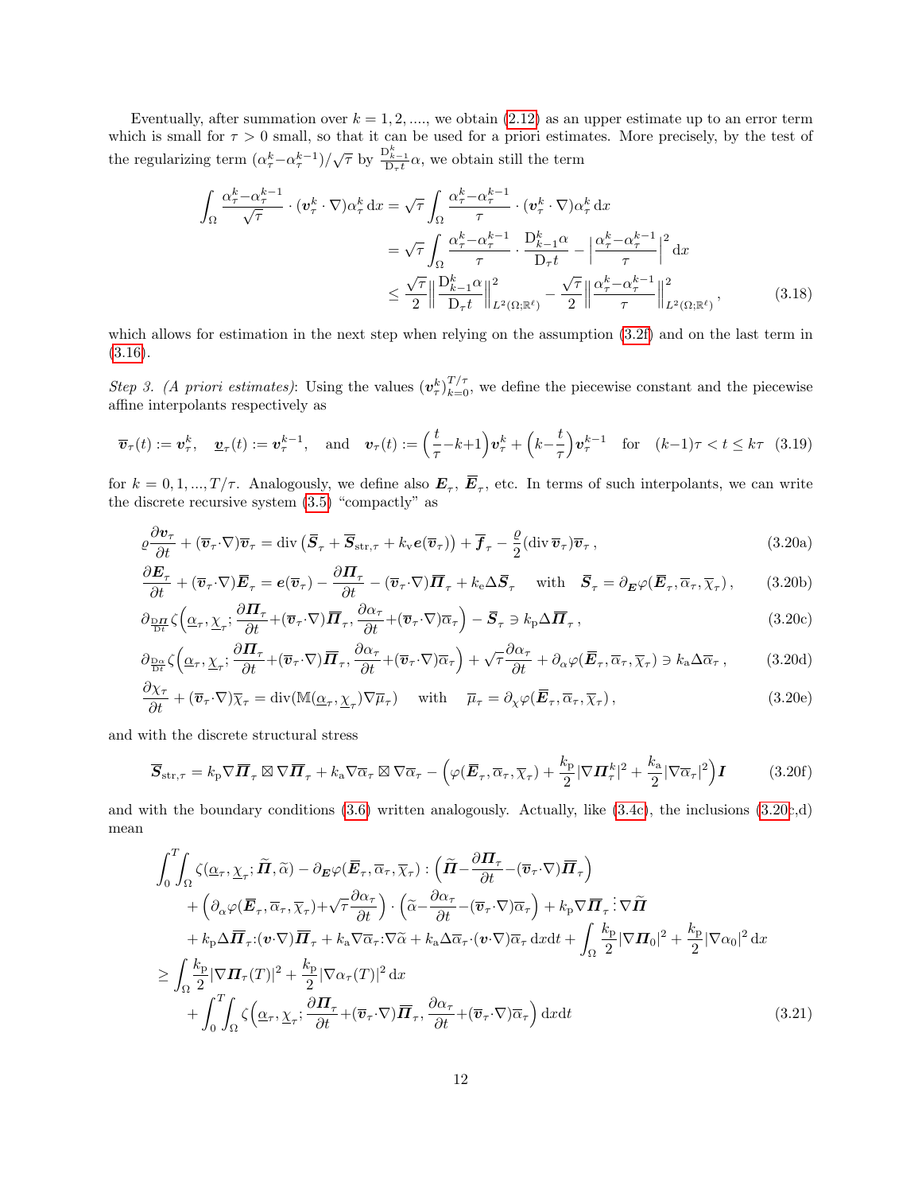Eventually, after summation over $k = 1, 2, ....,$ we obtain (2.12) as an upper estimate up to an error term which is small for $\tau > 0$ small, so that it can be used for a priori estimates. More precisely, by the test of the regularizing term $(\alpha_\tau^k - \alpha_\tau^{k-1})/\sqrt{\tau}$ by $\frac{\mathrm{D}_{k-1}^k}{\mathrm{D}_\tau t}\alpha$, we obtain still the term

$$
\begin{aligned}
\int_\Omega \frac{\alpha_\tau^k - \alpha_\tau^{k-1}}{\sqrt{\tau}} \cdot (\boldsymbol{v}_\tau^k \cdot \nabla)\alpha_\tau^k \,\mathrm{d}x &= \sqrt{\tau}\int_\Omega \frac{\alpha_\tau^k - \alpha_\tau^{k-1}}{\tau} \cdot (\boldsymbol{v}_\tau^k \cdot \nabla)\alpha_\tau^k \,\mathrm{d}x \\
&= \sqrt{\tau}\int_\Omega \frac{\alpha_\tau^k - \alpha_\tau^{k-1}}{\tau} \cdot \frac{\mathrm{D}_{k-1}^k \alpha}{\mathrm{D}_\tau t} - \Big|\frac{\alpha_\tau^k - \alpha_\tau^{k-1}}{\tau}\Big|^2 \mathrm{d}x \\
&\le \frac{\sqrt{\tau}}{2}\Big\|\frac{\mathrm{D}_{k-1}^k \alpha}{\mathrm{D}_\tau t}\Big\|_{L^2(\Omega;\mathbb{R}^\ell)}^2 - \frac{\sqrt{\tau}}{2}\Big\|\frac{\alpha_\tau^k - \alpha_\tau^{k-1}}{\tau}\Big\|_{L^2(\Omega;\mathbb{R}^\ell)}^2,
\end{aligned}
\tag{3.18}
$$

which allows for estimation in the next step when relying on the assumption (3.2f) and on the last term in (3.16).

*Step 3. (A priori estimates)*: Using the values $(\boldsymbol{v}_\tau^k)_{k=0}^{T/\tau}$, we define the piecewise constant and the piecewise affine interpolants respectively as

$$
\overline{\boldsymbol{v}}_\tau(t) := \boldsymbol{v}_\tau^k, \quad \underline{\boldsymbol{v}}_\tau(t) := \boldsymbol{v}_\tau^{k-1}, \quad \text{and} \quad \boldsymbol{v}_\tau(t) := \Big(\frac{t}{\tau} - k + 1\Big)\boldsymbol{v}_\tau^k + \Big(k - \frac{t}{\tau}\Big)\boldsymbol{v}_\tau^{k-1} \quad \text{for} \quad (k-1)\tau < t \le k\tau \tag{3.19}
$$

for $k = 0, 1, ..., T/\tau$. Analogously, we define also $\boldsymbol{E}_\tau$, $\overline{\boldsymbol{E}}_\tau$, etc. In terms of such interpolants, we can write the discrete recursive system (3.5) "compactly" as

$$
\varrho\frac{\partial \boldsymbol{v}_\tau}{\partial t} + (\overline{\boldsymbol{v}}_\tau \cdot \nabla)\overline{\boldsymbol{v}}_\tau = \operatorname{div}\big(\overline{\boldsymbol{S}}_\tau + \overline{\boldsymbol{S}}_{\mathrm{str},\tau} + k_\mathrm{v}\boldsymbol{e}(\overline{\boldsymbol{v}}_\tau)\big) + \overline{\boldsymbol{f}}_\tau - \frac{\varrho}{2}(\operatorname{div}\overline{\boldsymbol{v}}_\tau)\overline{\boldsymbol{v}}_\tau, \tag{3.20a}
$$

$$
\frac{\partial \boldsymbol{E}_\tau}{\partial t} + (\overline{\boldsymbol{v}}_\tau \cdot \nabla)\overline{\boldsymbol{E}}_\tau = \boldsymbol{e}(\overline{\boldsymbol{v}}_\tau) - \frac{\partial \boldsymbol{\Pi}_\tau}{\partial t} - (\overline{\boldsymbol{v}}_\tau \cdot \nabla)\overline{\boldsymbol{\Pi}}_\tau + k_\mathrm{e}\Delta\overline{\boldsymbol{S}}_\tau \quad \text{with} \quad \overline{\boldsymbol{S}}_\tau = \partial_{\boldsymbol{E}}\varphi(\overline{\boldsymbol{E}}_\tau, \overline{\alpha}_\tau, \overline{\chi}_\tau), \tag{3.20b}
$$

$$
\partial_{\frac{\mathrm{D}\boldsymbol{\Pi}}{\mathrm{D}t}}\zeta\Big(\underline{\alpha}_\tau, \underline{\chi}_\tau; \frac{\partial \boldsymbol{\Pi}_\tau}{\partial t} + (\overline{\boldsymbol{v}}_\tau \cdot \nabla)\overline{\boldsymbol{\Pi}}_\tau, \frac{\partial \alpha_\tau}{\partial t} + (\overline{\boldsymbol{v}}_\tau \cdot \nabla)\overline{\alpha}_\tau\Big) - \overline{\boldsymbol{S}}_\tau \ni k_\mathrm{p}\Delta\overline{\boldsymbol{\Pi}}_\tau, \tag{3.20c}
$$

$$
\partial_{\frac{\mathrm{D}\alpha}{\mathrm{D}t}}\zeta\Big(\underline{\alpha}_\tau, \underline{\chi}_\tau; \frac{\partial \boldsymbol{\Pi}_\tau}{\partial t} + (\overline{\boldsymbol{v}}_\tau \cdot \nabla)\overline{\boldsymbol{\Pi}}_\tau, \frac{\partial \alpha_\tau}{\partial t} + (\overline{\boldsymbol{v}}_\tau \cdot \nabla)\overline{\alpha}_\tau\Big) + \sqrt{\tau}\frac{\partial \alpha_\tau}{\partial t} + \partial_\alpha\varphi(\overline{\boldsymbol{E}}_\tau, \overline{\alpha}_\tau, \overline{\chi}_\tau) \ni k_\mathrm{a}\Delta\overline{\alpha}_\tau, \tag{3.20d}
$$

$$
\frac{\partial \chi_\tau}{\partial t} + (\overline{\boldsymbol{v}}_\tau \cdot \nabla)\overline{\chi}_\tau = \operatorname{div}(\mathbb{M}(\underline{\alpha}_\tau, \underline{\chi}_\tau)\nabla\overline{\mu}_\tau) \quad \text{with} \quad \overline{\mu}_\tau = \partial_\chi\varphi(\overline{\boldsymbol{E}}_\tau, \overline{\alpha}_\tau, \overline{\chi}_\tau), \tag{3.20e}
$$

and with the discrete structural stress

$$
\overline{\boldsymbol{S}}_{\mathrm{str},\tau} = k_\mathrm{p}\nabla\overline{\boldsymbol{\Pi}}_\tau \boxtimes \nabla\overline{\boldsymbol{\Pi}}_\tau + k_\mathrm{a}\nabla\overline{\alpha}_\tau \boxtimes \nabla\overline{\alpha}_\tau - \Big(\varphi(\overline{\boldsymbol{E}}_\tau, \overline{\alpha}_\tau, \overline{\chi}_\tau) + \frac{k_\mathrm{p}}{2}|\nabla\boldsymbol{\Pi}_\tau^k|^2 + \frac{k_\mathrm{a}}{2}|\nabla\overline{\alpha}_\tau|^2\Big)\boldsymbol{I} \tag{3.20f}
$$

and with the boundary conditions (3.6) written analogously. Actually, like (3.4c), the inclusions (3.20c,d) mean

$$
\begin{aligned}
&\int_0^T\!\!\int_\Omega \zeta(\underline{\alpha}_\tau, \underline{\chi}_\tau; \widetilde{\boldsymbol{\Pi}}, \widetilde{\alpha}) - \partial_{\boldsymbol{E}}\varphi(\overline{\boldsymbol{E}}_\tau, \overline{\alpha}_\tau, \overline{\chi}_\tau) : \Big(\widetilde{\boldsymbol{\Pi}} - \frac{\partial \boldsymbol{\Pi}_\tau}{\partial t} - (\overline{\boldsymbol{v}}_\tau \cdot \nabla)\overline{\boldsymbol{\Pi}}_\tau\Big) \\
&\qquad + \Big(\partial_\alpha\varphi(\overline{\boldsymbol{E}}_\tau, \overline{\alpha}_\tau, \overline{\chi}_\tau) + \sqrt{\tau}\frac{\partial \alpha_\tau}{\partial t}\Big) \cdot \Big(\widetilde{\alpha} - \frac{\partial \alpha_\tau}{\partial t} - (\overline{\boldsymbol{v}}_\tau \cdot \nabla)\overline{\alpha}_\tau\Big) + k_\mathrm{p}\nabla\overline{\boldsymbol{\Pi}}_\tau \,\vdots\, \nabla\widetilde{\boldsymbol{\Pi}} \\
&\qquad + k_\mathrm{p}\Delta\overline{\boldsymbol{\Pi}}_\tau : (\boldsymbol{v} \cdot \nabla)\overline{\boldsymbol{\Pi}}_\tau + k_\mathrm{a}\nabla\overline{\alpha}_\tau : \nabla\widetilde{\alpha} + k_\mathrm{a}\Delta\overline{\alpha}_\tau \cdot (\boldsymbol{v} \cdot \nabla)\overline{\alpha}_\tau \,\mathrm{d}x\mathrm{d}t + \int_\Omega \frac{k_\mathrm{p}}{2}|\nabla\boldsymbol{\Pi}_0|^2 + \frac{k_\mathrm{p}}{2}|\nabla\alpha_0|^2 \,\mathrm{d}x \\
&\ge \int_\Omega \frac{k_\mathrm{p}}{2}|\nabla\boldsymbol{\Pi}_\tau(T)|^2 + \frac{k_\mathrm{p}}{2}|\nabla\alpha_\tau(T)|^2 \,\mathrm{d}x \\
&\qquad + \int_0^T\!\!\int_\Omega \zeta\Big(\underline{\alpha}_\tau, \underline{\chi}_\tau; \frac{\partial \boldsymbol{\Pi}_\tau}{\partial t} + (\overline{\boldsymbol{v}}_\tau \cdot \nabla)\overline{\boldsymbol{\Pi}}_\tau, \frac{\partial \alpha_\tau}{\partial t} + (\overline{\boldsymbol{v}}_\tau \cdot \nabla)\overline{\alpha}_\tau\Big) \,\mathrm{d}x\mathrm{d}t
\end{aligned}
\tag{3.21}
$$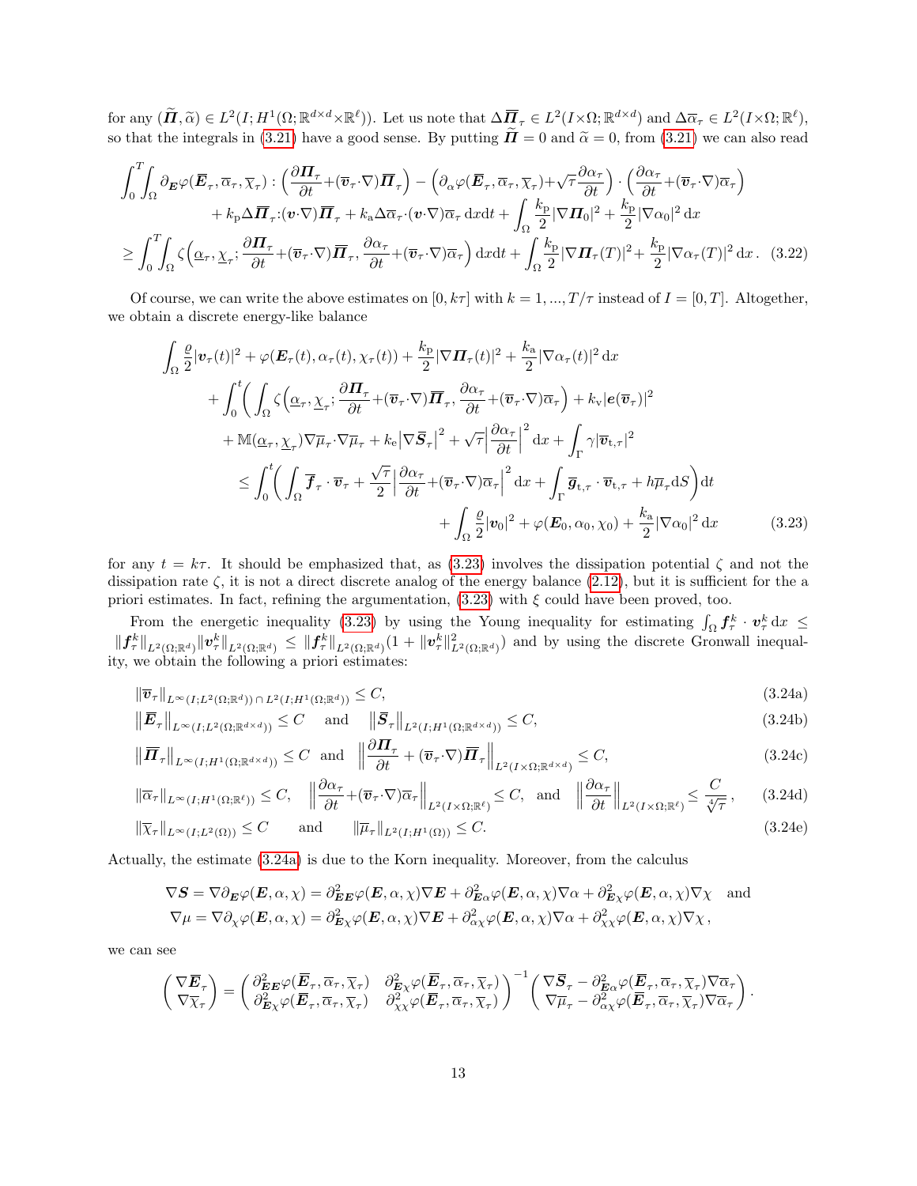for any $(\widetilde{\boldsymbol{\Pi}},\widetilde{\alpha})\in L^2(I;H^1(\Omega;\mathbb{R}^{d\times d}{\times}\mathbb{R}^\ell))$. Let us note that $\Delta\overline{\boldsymbol{\Pi}}_\tau\in L^2(I{\times}\Omega;\mathbb{R}^{d\times d})$ and $\Delta\overline{\alpha}_\tau\in L^2(I{\times}\Omega;\mathbb{R}^\ell)$, so that the integrals in (3.21) have a good sense. By putting $\widetilde{\boldsymbol{\Pi}}=0$ and $\widetilde{\alpha}=0$, from (3.21) we can also read

$$
\begin{aligned}
&\int_0^T\!\!\int_\Omega \partial_{\boldsymbol{E}}\varphi(\overline{\boldsymbol{E}}_\tau,\overline{\alpha}_\tau,\overline{\chi}_\tau):\Big(\frac{\partial\boldsymbol{\Pi}_\tau}{\partial t}+(\overline{\boldsymbol{v}}_\tau{\cdot}\nabla)\overline{\boldsymbol{\Pi}}_\tau\Big)-\Big(\partial_\alpha\varphi(\overline{\boldsymbol{E}}_\tau,\overline{\alpha}_\tau,\overline{\chi}_\tau)+\sqrt{\tau}\frac{\partial\alpha_\tau}{\partial t}\Big)\cdot\Big(\frac{\partial\alpha_\tau}{\partial t}+(\overline{\boldsymbol{v}}_\tau{\cdot}\nabla)\overline{\alpha}_\tau\Big)\\
&\qquad\qquad+k_{\rm p}\Delta\overline{\boldsymbol{\Pi}}_\tau{:}(\boldsymbol{v}{\cdot}\nabla)\overline{\boldsymbol{\Pi}}_\tau+k_{\rm a}\Delta\overline{\alpha}_\tau{\cdot}(\boldsymbol{v}{\cdot}\nabla)\overline{\alpha}_\tau\,{\rm d}x{\rm d}t+\int_\Omega\frac{k_{\rm p}}{2}|\nabla\boldsymbol{\Pi}_0|^2+\frac{k_{\rm p}}{2}|\nabla\alpha_0|^2\,{\rm d}x\\
&\geq\int_0^T\!\!\int_\Omega\zeta\Big(\underline{\alpha}_\tau,\underline{\chi}_\tau;\frac{\partial\boldsymbol{\Pi}_\tau}{\partial t}+(\overline{\boldsymbol{v}}_\tau{\cdot}\nabla)\overline{\boldsymbol{\Pi}}_\tau,\frac{\partial\alpha_\tau}{\partial t}+(\overline{\boldsymbol{v}}_\tau{\cdot}\nabla)\overline{\alpha}_\tau\Big)\,{\rm d}x{\rm d}t+\int_\Omega\frac{k_{\rm p}}{2}|\nabla\boldsymbol{\Pi}_\tau(T)|^2+\frac{k_{\rm p}}{2}|\nabla\alpha_\tau(T)|^2\,{\rm d}x\,. \qquad (3.22)
\end{aligned}
$$

Of course, we can write the above estimates on $[0,k\tau]$ with $k=1,...,T/\tau$ instead of $I=[0,T]$. Altogether, we obtain a discrete energy-like balance

$$
\begin{aligned}
&\int_\Omega\frac{\varrho}{2}|\boldsymbol{v}_\tau(t)|^2+\varphi(\boldsymbol{E}_\tau(t),\alpha_\tau(t),\chi_\tau(t))+\frac{k_{\rm p}}{2}|\nabla\boldsymbol{\Pi}_\tau(t)|^2+\frac{k_{\rm a}}{2}|\nabla\alpha_\tau(t)|^2\,{\rm d}x\\
&\quad+\int_0^t\bigg(\int_\Omega\zeta\Big(\underline{\alpha}_\tau,\underline{\chi}_\tau;\frac{\partial\boldsymbol{\Pi}_\tau}{\partial t}+(\overline{\boldsymbol{v}}_\tau{\cdot}\nabla)\overline{\boldsymbol{\Pi}}_\tau,\frac{\partial\alpha_\tau}{\partial t}+(\overline{\boldsymbol{v}}_\tau{\cdot}\nabla)\overline{\alpha}_\tau\Big)+k_{\rm v}|\boldsymbol{e}(\overline{\boldsymbol{v}}_\tau)|^2\\
&\quad+\mathbb{M}(\underline{\alpha}_\tau,\underline{\chi}_\tau)\nabla\overline{\mu}_\tau{\cdot}\nabla\overline{\mu}_\tau+k_{\rm e}\big|\nabla\overline{\boldsymbol{S}}_\tau\big|^2+\sqrt{\tau}\Big|\frac{\partial\alpha_\tau}{\partial t}\Big|^2\,{\rm d}x+\int_\Gamma\gamma|\overline{\boldsymbol{v}}_{{\rm t},\tau}|^2\\
&\qquad\leq\int_0^t\bigg(\int_\Omega\overline{\boldsymbol{f}}_\tau\cdot\overline{\boldsymbol{v}}_\tau+\frac{\sqrt{\tau}}{2}\Big|\frac{\partial\alpha_\tau}{\partial t}+(\overline{\boldsymbol{v}}_\tau{\cdot}\nabla)\overline{\alpha}_\tau\Big|^2\,{\rm d}x+\int_\Gamma\overline{\boldsymbol{g}}_{{\rm t},\tau}\cdot\overline{\boldsymbol{v}}_{{\rm t},\tau}+h\overline{\mu}_\tau{\rm d}S\bigg){\rm d}t\\
&\qquad\qquad+\int_\Omega\frac{\varrho}{2}|\boldsymbol{v}_0|^2+\varphi(\boldsymbol{E}_0,\alpha_0,\chi_0)+\frac{k_{\rm a}}{2}|\nabla\alpha_0|^2\,{\rm d}x \qquad (3.23)
\end{aligned}
$$

for any $t=k\tau$. It should be emphasized that, as (3.23) involves the dissipation potential $\zeta$ and not the dissipation rate $\zeta$, it is not a direct discrete analog of the energy balance (2.12), but it is sufficient for the a priori estimates. In fact, refining the argumentation, (3.23) with $\xi$ could have been proved, too.

From the energetic inequality (3.23) by using the Young inequality for estimating $\int_\Omega\boldsymbol{f}_\tau^k\cdot\boldsymbol{v}_\tau^k\,{\rm d}x\leq\|\boldsymbol{f}_\tau^k\|_{L^2(\Omega;\mathbb{R}^d)}\|\boldsymbol{v}_\tau^k\|_{L^2(\Omega;\mathbb{R}^d)}\leq\|\boldsymbol{f}_\tau^k\|_{L^2(\Omega;\mathbb{R}^d)}(1+\|\boldsymbol{v}_\tau^k\|^2_{L^2(\Omega;\mathbb{R}^d)})$ and by using the discrete Gronwall inequality, we obtain the following a priori estimates:

$$
\|\overline{\boldsymbol{v}}_\tau\|_{L^\infty(I;L^2(\Omega;\mathbb{R}^d))\,\cap\,L^2(I;H^1(\Omega;\mathbb{R}^d))}\leq C, \qquad (3.24a)
$$

$$
\big\|\overline{\boldsymbol{E}}_\tau\big\|_{L^\infty(I;L^2(\Omega;\mathbb{R}^{d\times d}))}\leq C\quad\text{ and }\quad\big\|\overline{\boldsymbol{S}}_\tau\big\|_{L^2(I;H^1(\Omega;\mathbb{R}^{d\times d}))}\leq C, \qquad (3.24b)
$$

$$
\big\|\overline{\boldsymbol{\Pi}}_\tau\big\|_{L^\infty(I;H^1(\Omega;\mathbb{R}^{d\times d}))}\leq C\ \text{ and }\ \Big\|\frac{\partial\boldsymbol{\Pi}_\tau}{\partial t}+(\overline{\boldsymbol{v}}_\tau{\cdot}\nabla)\overline{\boldsymbol{\Pi}}_\tau\Big\|_{L^2(I\times\Omega;\mathbb{R}^{d\times d})}\leq C, \qquad (3.24c)
$$

$$
\|\overline{\alpha}_\tau\|_{L^\infty(I;H^1(\Omega;\mathbb{R}^\ell))}\leq C,\quad\Big\|\frac{\partial\alpha_\tau}{\partial t}+(\overline{\boldsymbol{v}}_\tau{\cdot}\nabla)\overline{\alpha}_\tau\Big\|_{L^2(I\times\Omega;\mathbb{R}^\ell)}\leq C,\ \text{ and }\ \Big\|\frac{\partial\alpha_\tau}{\partial t}\Big\|_{L^2(I\times\Omega;\mathbb{R}^\ell)}\leq\frac{C}{\sqrt[4]{\tau}}, \qquad (3.24d)
$$

$$
\|\overline{\chi}_\tau\|_{L^\infty(I;L^2(\Omega))}\leq C\qquad\text{ and }\qquad\|\overline{\mu}_\tau\|_{L^2(I;H^1(\Omega))}\leq C. \qquad (3.24e)
$$

Actually, the estimate (3.24a) is due to the Korn inequality. Moreover, from the calculus

$$
\begin{aligned}
&\nabla\boldsymbol{S}=\nabla\partial_{\boldsymbol{E}}\varphi(\boldsymbol{E},\alpha,\chi)=\partial^2_{\boldsymbol{E}\boldsymbol{E}}\varphi(\boldsymbol{E},\alpha,\chi)\nabla\boldsymbol{E}+\partial^2_{\boldsymbol{E}\alpha}\varphi(\boldsymbol{E},\alpha,\chi)\nabla\alpha+\partial^2_{\boldsymbol{E}\chi}\varphi(\boldsymbol{E},\alpha,\chi)\nabla\chi\quad\text{and}\\
&\nabla\mu=\nabla\partial_\chi\varphi(\boldsymbol{E},\alpha,\chi)=\partial^2_{\boldsymbol{E}\chi}\varphi(\boldsymbol{E},\alpha,\chi)\nabla\boldsymbol{E}+\partial^2_{\alpha\chi}\varphi(\boldsymbol{E},\alpha,\chi)\nabla\alpha+\partial^2_{\chi\chi}\varphi(\boldsymbol{E},\alpha,\chi)\nabla\chi\,,
\end{aligned}
$$

we can see

$$
\begin{pmatrix}\nabla\overline{\boldsymbol{E}}_\tau\\ \nabla\overline{\chi}_\tau\end{pmatrix}=\begin{pmatrix}\partial^2_{\boldsymbol{E}\boldsymbol{E}}\varphi(\overline{\boldsymbol{E}}_\tau,\overline{\alpha}_\tau,\overline{\chi}_\tau) & \partial^2_{\boldsymbol{E}\chi}\varphi(\overline{\boldsymbol{E}}_\tau,\overline{\alpha}_\tau,\overline{\chi}_\tau)\\ \partial^2_{\boldsymbol{E}\chi}\varphi(\overline{\boldsymbol{E}}_\tau,\overline{\alpha}_\tau,\overline{\chi}_\tau) & \partial^2_{\chi\chi}\varphi(\overline{\boldsymbol{E}}_\tau,\overline{\alpha}_\tau,\overline{\chi}_\tau)\end{pmatrix}^{-1}\begin{pmatrix}\nabla\overline{\boldsymbol{S}}_\tau-\partial^2_{\boldsymbol{E}\alpha}\varphi(\overline{\boldsymbol{E}}_\tau,\overline{\alpha}_\tau,\overline{\chi}_\tau)\nabla\overline{\alpha}_\tau\\ \nabla\overline{\mu}_\tau-\partial^2_{\alpha\chi}\varphi(\overline{\boldsymbol{E}}_\tau,\overline{\alpha}_\tau,\overline{\chi}_\tau)\nabla\overline{\alpha}_\tau\end{pmatrix}.
$$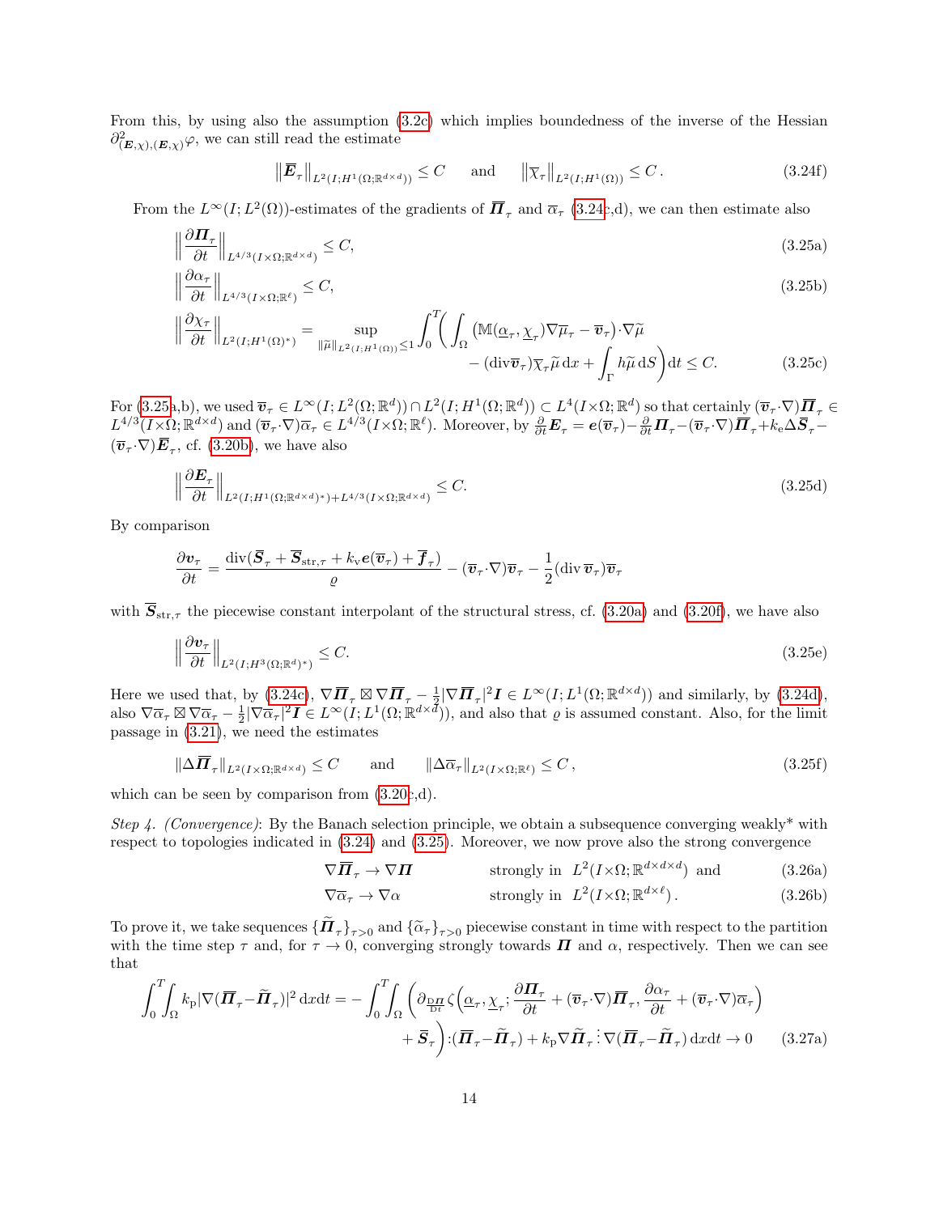From this, by using also the assumption (3.2c) which implies boundedness of the inverse of the Hessian $\partial^2_{(\boldsymbol{E},\chi),(\boldsymbol{E},\chi)}\varphi$, we can still read the estimate

$$
\big\|\overline{\boldsymbol{E}}_\tau\big\|_{L^2(I;H^1(\Omega;\mathbb{R}^{d\times d}))} \le C \qquad \text{and} \qquad \big\|\overline{\chi}_\tau\big\|_{L^2(I;H^1(\Omega))} \le C\,. \tag{3.24f}
$$

From the $L^\infty(I;L^2(\Omega))$-estimates of the gradients of $\overline{\boldsymbol{\varPi}}_\tau$ and $\overline{\alpha}_\tau$ (3.24c,d), we can then estimate also

$$
\Big\|\frac{\partial \boldsymbol{\varPi}_\tau}{\partial t}\Big\|_{L^{4/3}(I\times\Omega;\mathbb{R}^{d\times d})} \le C, \tag{3.25a}
$$

$$
\Big\|\frac{\partial \alpha_\tau}{\partial t}\Big\|_{L^{4/3}(I\times\Omega;\mathbb{R}^{\ell})} \le C, \tag{3.25b}
$$

$$
\Big\|\frac{\partial \chi_\tau}{\partial t}\Big\|_{L^2(I;H^1(\Omega)^*)} = \sup_{\|\widetilde{\mu}\|_{L^2(I;H^1(\Omega))}\le 1} \int_0^T\!\!\bigg(\int_\Omega \big(\mathbb{M}(\underline{\alpha}_\tau,\underline{\chi}_\tau)\nabla\overline{\mu}_\tau - \overline{\boldsymbol{v}}_\tau\big)\cdot\nabla\widetilde{\mu} - (\mathrm{div}\overline{\boldsymbol{v}}_\tau)\overline{\chi}_\tau\widetilde{\mu}\,\mathrm{d}x + \int_\Gamma h\widetilde{\mu}\,\mathrm{d}S\bigg)\mathrm{d}t \le C. \tag{3.25c}
$$

For (3.25a,b), we used $\overline{\boldsymbol{v}}_\tau \in L^\infty(I;L^2(\Omega;\mathbb{R}^d))\cap L^2(I;H^1(\Omega;\mathbb{R}^d)) \subset L^4(I\times\Omega;\mathbb{R}^d)$ so that certainly $(\overline{\boldsymbol{v}}_\tau\cdot\nabla)\overline{\boldsymbol{\varPi}}_\tau \in L^{4/3}(I\times\Omega;\mathbb{R}^{d\times d})$ and $(\overline{\boldsymbol{v}}_\tau\cdot\nabla)\overline{\alpha}_\tau \in L^{4/3}(I\times\Omega;\mathbb{R}^{\ell})$. Moreover, by $\frac{\partial}{\partial t}\boldsymbol{E}_\tau = \boldsymbol{e}(\overline{\boldsymbol{v}}_\tau) - \frac{\partial}{\partial t}\boldsymbol{\varPi}_\tau - (\overline{\boldsymbol{v}}_\tau\cdot\nabla)\overline{\boldsymbol{\varPi}}_\tau + k_\mathrm{e}\Delta\overline{\boldsymbol{S}}_\tau - (\overline{\boldsymbol{v}}_\tau\cdot\nabla)\overline{\boldsymbol{E}}_\tau$, cf. (3.20b), we have also

$$
\Big\|\frac{\partial \boldsymbol{E}_\tau}{\partial t}\Big\|_{L^2(I;H^1(\Omega;\mathbb{R}^{d\times d})^*)+L^{4/3}(I\times\Omega;\mathbb{R}^{d\times d})} \le C. \tag{3.25d}
$$

By comparison

$$
\frac{\partial \boldsymbol{v}_\tau}{\partial t} = \frac{\mathrm{div}(\overline{\boldsymbol{S}}_\tau + \overline{\boldsymbol{S}}_{\mathrm{str},\tau} + k_\mathrm{v}\boldsymbol{e}(\overline{\boldsymbol{v}}_\tau) + \overline{\boldsymbol{f}}_\tau)}{\varrho} - (\overline{\boldsymbol{v}}_\tau\cdot\nabla)\overline{\boldsymbol{v}}_\tau - \frac{1}{2}(\mathrm{div}\,\overline{\boldsymbol{v}}_\tau)\overline{\boldsymbol{v}}_\tau
$$

with $\overline{\boldsymbol{S}}_{\mathrm{str},\tau}$ the piecewise constant interpolant of the structural stress, cf. (3.20a) and (3.20f), we have also

$$
\Big\|\frac{\partial \boldsymbol{v}_\tau}{\partial t}\Big\|_{L^2(I;H^3(\Omega;\mathbb{R}^d)^*)} \le C. \tag{3.25e}
$$

Here we used that, by (3.24c), $\nabla\overline{\boldsymbol{\varPi}}_\tau \boxtimes \nabla\overline{\boldsymbol{\varPi}}_\tau - \frac{1}{2}|\nabla\overline{\boldsymbol{\varPi}}_\tau|^2\boldsymbol{I} \in L^\infty(I;L^1(\Omega;\mathbb{R}^{d\times d}))$ and similarly, by (3.24d), also $\nabla\overline{\alpha}_\tau \boxtimes \nabla\overline{\alpha}_\tau - \frac{1}{2}|\nabla\overline{\alpha}_\tau|^2\boldsymbol{I} \in L^\infty(I;L^1(\Omega;\mathbb{R}^{d\times d}))$, and also that $\varrho$ is assumed constant. Also, for the limit passage in (3.21), we need the estimates

$$
\|\Delta\overline{\boldsymbol{\varPi}}_\tau\|_{L^2(I\times\Omega;\mathbb{R}^{d\times d})} \le C \qquad \text{and} \qquad \|\Delta\overline{\alpha}_\tau\|_{L^2(I\times\Omega;\mathbb{R}^{\ell})} \le C\,, \tag{3.25f}
$$

which can be seen by comparison from (3.20c,d).

*Step 4. (Convergence)*: By the Banach selection principle, we obtain a subsequence converging weakly* with respect to topologies indicated in (3.24) and (3.25). Moreover, we now prove also the strong convergence

$$
\nabla\overline{\boldsymbol{\varPi}}_\tau \to \nabla\boldsymbol{\varPi} \qquad \text{strongly in } \ L^2(I\times\Omega;\mathbb{R}^{d\times d\times d}) \ \text{ and} \tag{3.26a}
$$

$$
\nabla\overline{\alpha}_\tau \to \nabla\alpha \qquad \text{strongly in } \ L^2(I\times\Omega;\mathbb{R}^{d\times \ell})\,. \tag{3.26b}
$$

To prove it, we take sequences $\{\widetilde{\boldsymbol{\varPi}}_\tau\}_{\tau>0}$ and $\{\widetilde{\alpha}_\tau\}_{\tau>0}$ piecewise constant in time with respect to the partition with the time step $\tau$ and, for $\tau\to0$, converging strongly towards $\boldsymbol{\varPi}$ and $\alpha$, respectively. Then we can see that

$$
\int_0^T\!\!\int_\Omega k_\mathrm{p}|\nabla(\overline{\boldsymbol{\varPi}}_\tau - \widetilde{\boldsymbol{\varPi}}_\tau)|^2\,\mathrm{d}x\mathrm{d}t = -\int_0^T\!\!\int_\Omega \bigg(\partial_{\frac{\mathrm{D}\boldsymbol{\varPi}}{\mathrm{D}t}}\zeta\Big(\underline{\alpha}_\tau,\underline{\chi}_\tau;\frac{\partial\boldsymbol{\varPi}_\tau}{\partial t} + (\overline{\boldsymbol{v}}_\tau\cdot\nabla)\overline{\boldsymbol{\varPi}}_\tau,\frac{\partial\alpha_\tau}{\partial t} + (\overline{\boldsymbol{v}}_\tau\cdot\nabla)\overline{\alpha}_\tau\Big) + \overline{\boldsymbol{S}}_\tau\bigg):(\overline{\boldsymbol{\varPi}}_\tau - \widetilde{\boldsymbol{\varPi}}_\tau) + k_\mathrm{p}\nabla\widetilde{\boldsymbol{\varPi}}_\tau \,\vdots\, \nabla(\overline{\boldsymbol{\varPi}}_\tau - \widetilde{\boldsymbol{\varPi}}_\tau)\,\mathrm{d}x\mathrm{d}t \to 0 \tag{3.27a}
$$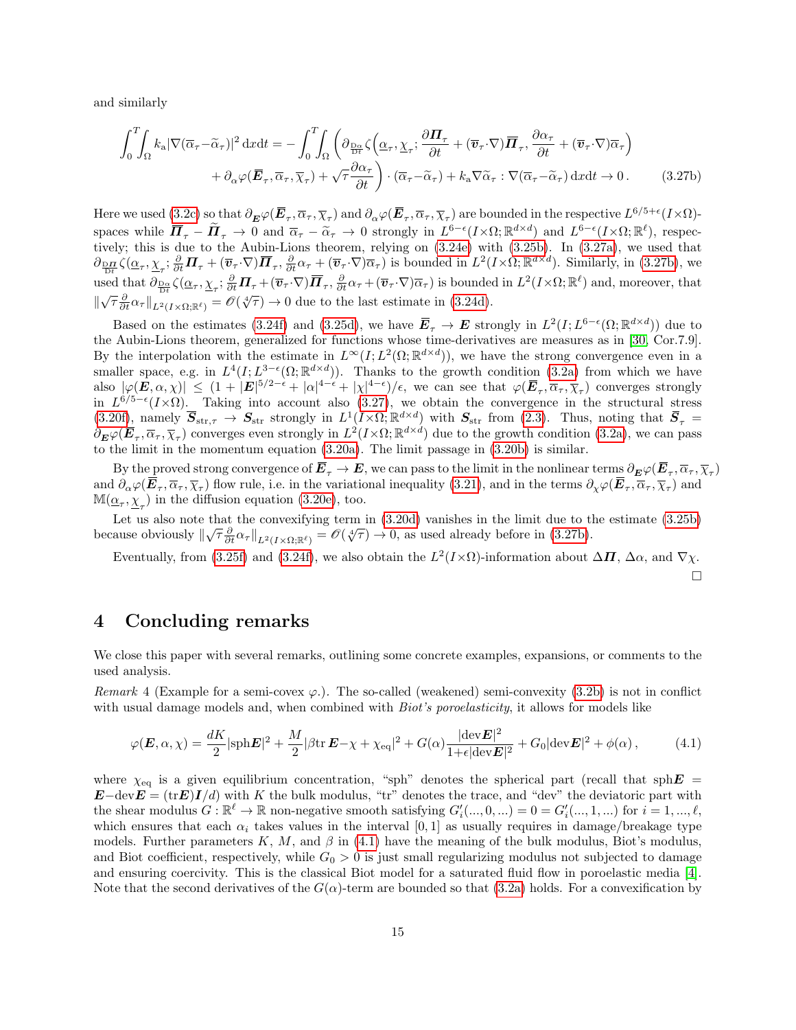and similarly

$$
\int_0^T\!\!\int_\Omega k_\mathrm{a}|\nabla(\overline{\alpha}_\tau{-}\widetilde{\alpha}_\tau)|^2\,\mathrm{d}x\mathrm{d}t = -\int_0^T\!\!\int_\Omega \bigg(\partial_{\frac{\mathrm{D}\alpha}{\mathrm{D}t}}\zeta\Big(\underline{\alpha}_\tau,\underline{\chi}_\tau;\frac{\partial\boldsymbol{\Pi}_\tau}{\partial t}+(\overline{\boldsymbol{v}}_\tau{\cdot}\nabla)\overline{\boldsymbol{\Pi}}_\tau,\frac{\partial\alpha_\tau}{\partial t}+(\overline{\boldsymbol{v}}_\tau{\cdot}\nabla)\overline{\alpha}_\tau\Big)
$$

$$
+\partial_\alpha\varphi(\overline{\boldsymbol{E}}_\tau,\overline{\alpha}_\tau,\overline{\chi}_\tau)+\sqrt{\tau}\frac{\partial\alpha_\tau}{\partial t}\bigg)\cdot(\overline{\alpha}_\tau{-}\widetilde{\alpha}_\tau)+k_\mathrm{a}\nabla\widetilde{\alpha}_\tau:\nabla(\overline{\alpha}_\tau{-}\widetilde{\alpha}_\tau)\,\mathrm{d}x\mathrm{d}t\to 0\,. \tag{3.27b}
$$

Here we used (3.2c) so that $\partial_{\boldsymbol{E}}\varphi(\overline{\boldsymbol{E}}_\tau,\overline{\alpha}_\tau,\overline{\chi}_\tau)$ and $\partial_\alpha\varphi(\overline{\boldsymbol{E}}_\tau,\overline{\alpha}_\tau,\overline{\chi}_\tau)$ are bounded in the respective $L^{6/5+\epsilon}(I{\times}\Omega)$-spaces while $\overline{\boldsymbol{\Pi}}_\tau-\widetilde{\boldsymbol{\Pi}}_\tau\to 0$ and $\overline{\alpha}_\tau-\widetilde{\alpha}_\tau\to 0$ strongly in $L^{6-\epsilon}(I{\times}\Omega;\mathbb{R}^{d\times d})$ and $L^{6-\epsilon}(I{\times}\Omega;\mathbb{R}^\ell)$, respectively; this is due to the Aubin-Lions theorem, relying on (3.24e) with (3.25b). In (3.27a), we used that $\partial_{\frac{\mathrm{D}\boldsymbol{\Pi}}{\mathrm{D}t}}\zeta(\underline{\alpha}_\tau,\underline{\chi}_\tau;\frac{\partial}{\partial t}\boldsymbol{\Pi}_\tau+(\overline{\boldsymbol{v}}_\tau{\cdot}\nabla)\overline{\boldsymbol{\Pi}}_\tau,\frac{\partial}{\partial t}\alpha_\tau+(\overline{\boldsymbol{v}}_\tau{\cdot}\nabla)\overline{\alpha}_\tau)$ is bounded in $L^2(I{\times}\Omega;\mathbb{R}^{d\times d})$. Similarly, in (3.27b), we used that $\partial_{\frac{\mathrm{D}\alpha}{\mathrm{D}t}}\zeta(\underline{\alpha}_\tau,\underline{\chi}_\tau;\frac{\partial}{\partial t}\boldsymbol{\Pi}_\tau+(\overline{\boldsymbol{v}}_\tau{\cdot}\nabla)\overline{\boldsymbol{\Pi}}_\tau,\frac{\partial}{\partial t}\alpha_\tau+(\overline{\boldsymbol{v}}_\tau{\cdot}\nabla)\overline{\alpha}_\tau)$ is bounded in $L^2(I{\times}\Omega;\mathbb{R}^\ell)$ and, moreover, that $\|\sqrt{\tau}\frac{\partial}{\partial t}\alpha_\tau\|_{L^2(I\times\Omega;\mathbb{R}^\ell)}=\mathscr{O}(\sqrt[4]{\tau})\to 0$ due to the last estimate in (3.24d).

Based on the estimates (3.24f) and (3.25d), we have $\overline{\boldsymbol{E}}_\tau\to\boldsymbol{E}$ strongly in $L^2(I;L^{6-\epsilon}(\Omega;\mathbb{R}^{d\times d}))$ due to the Aubin-Lions theorem, generalized for functions whose time-derivatives are measures as in [30, Cor.7.9]. By the interpolation with the estimate in $L^\infty(I;L^2(\Omega;\mathbb{R}^{d\times d}))$, we have the strong convergence even in a smaller space, e.g. in $L^4(I;L^{3-\epsilon}(\Omega;\mathbb{R}^{d\times d}))$. Thanks to the growth condition (3.2a) from which we have also $|\varphi(\boldsymbol{E},\alpha,\chi)|\le(1+|\boldsymbol{E}|^{5/2-\epsilon}+|\alpha|^{4-\epsilon}+|\chi|^{4-\epsilon})/\epsilon$, we can see that $\varphi(\overline{\boldsymbol{E}}_\tau,\overline{\alpha}_\tau,\overline{\chi}_\tau)$ converges strongly in $L^{6/5-\epsilon}(I{\times}\Omega)$. Taking into account also (3.27), we obtain the convergence in the structural stress (3.20f), namely $\overline{\boldsymbol{S}}_{\mathrm{str},\tau}\to\boldsymbol{S}_\mathrm{str}$ strongly in $L^1(I{\times}\Omega;\mathbb{R}^{d\times d})$ with $\boldsymbol{S}_\mathrm{str}$ from (2.3). Thus, noting that $\overline{\boldsymbol{S}}_\tau=\partial_{\boldsymbol{E}}\varphi(\overline{\boldsymbol{E}}_\tau,\overline{\alpha}_\tau,\overline{\chi}_\tau)$ converges even strongly in $L^2(I{\times}\Omega;\mathbb{R}^{d\times d})$ due to the growth condition (3.2a), we can pass to the limit in the momentum equation (3.20a). The limit passage in (3.20b) is similar.

By the proved strong convergence of $\overline{\boldsymbol{E}}_\tau\to\boldsymbol{E}$, we can pass to the limit in the nonlinear terms $\partial_{\boldsymbol{E}}\varphi(\overline{\boldsymbol{E}}_\tau,\overline{\alpha}_\tau,\overline{\chi}_\tau)$ and $\partial_\alpha\varphi(\overline{\boldsymbol{E}}_\tau,\overline{\alpha}_\tau,\overline{\chi}_\tau)$ flow rule, i.e. in the variational inequality (3.21), and in the terms $\partial_\chi\varphi(\overline{\boldsymbol{E}}_\tau,\overline{\alpha}_\tau,\overline{\chi}_\tau)$ and $\mathbb{M}(\underline{\alpha}_\tau,\underline{\chi}_\tau)$ in the diffusion equation (3.20e), too.

Let us also note that the convexifying term in (3.20d) vanishes in the limit due to the estimate (3.25b) because obviously $\|\sqrt{\tau}\frac{\partial}{\partial t}\alpha_\tau\|_{L^2(I\times\Omega;\mathbb{R}^\ell)}=\mathscr{O}(\sqrt[4]{\tau})\to 0$, as used already before in (3.27b).

Eventually, from (3.25f) and (3.24f), we also obtain the $L^2(I{\times}\Omega)$-information about $\Delta\boldsymbol{\Pi}$, $\Delta\alpha$, and $\nabla\chi$. $\square$

# 4 Concluding remarks

We close this paper with several remarks, outlining some concrete examples, expansions, or comments to the used analysis.

*Remark* 4 (Example for a semi-covex $\varphi$.). The so-called (weakened) semi-convexity (3.2b) is not in conflict with usual damage models and, when combined with *Biot's poroelasticity*, it allows for models like

$$
\varphi(\boldsymbol{E},\alpha,\chi)=\frac{dK}{2}|\mathrm{sph}\boldsymbol{E}|^2+\frac{M}{2}|\beta\mathrm{tr}\,\boldsymbol{E}{-}\chi+\chi_\mathrm{eq}|^2+G(\alpha)\frac{|\mathrm{dev}\boldsymbol{E}|^2}{1{+}\epsilon|\mathrm{dev}\boldsymbol{E}|^2}+G_0|\mathrm{dev}\boldsymbol{E}|^2+\phi(\alpha)\,, \tag{4.1}
$$

where $\chi_\mathrm{eq}$ is a given equilibrium concentration, "sph" denotes the spherical part (recall that $\mathrm{sph}\boldsymbol{E}=\boldsymbol{E}{-}\mathrm{dev}\boldsymbol{E}=(\mathrm{tr}\boldsymbol{E})\boldsymbol{I}/d$) with $K$ the bulk modulus, "tr" denotes the trace, and "dev" the deviatoric part with the shear modulus $G:\mathbb{R}^\ell\to\mathbb{R}$ non-negative smooth satisfying $G_i'(...,0,...)=0=G_i'(...,1,...)$ for $i=1,...,\ell$, which ensures that each $\alpha_i$ takes values in the interval $[0,1]$ as usually requires in damage/breakage type models. Further parameters $K$, $M$, and $\beta$ in (4.1) have the meaning of the bulk modulus, Biot's modulus, and Biot coefficient, respectively, while $G_0>0$ is just small regularizing modulus not subjected to damage and ensuring coercivity. This is the classical Biot model for a saturated fluid flow in poroelastic media [4]. Note that the second derivatives of the $G(\alpha)$-term are bounded so that (3.2a) holds. For a convexification by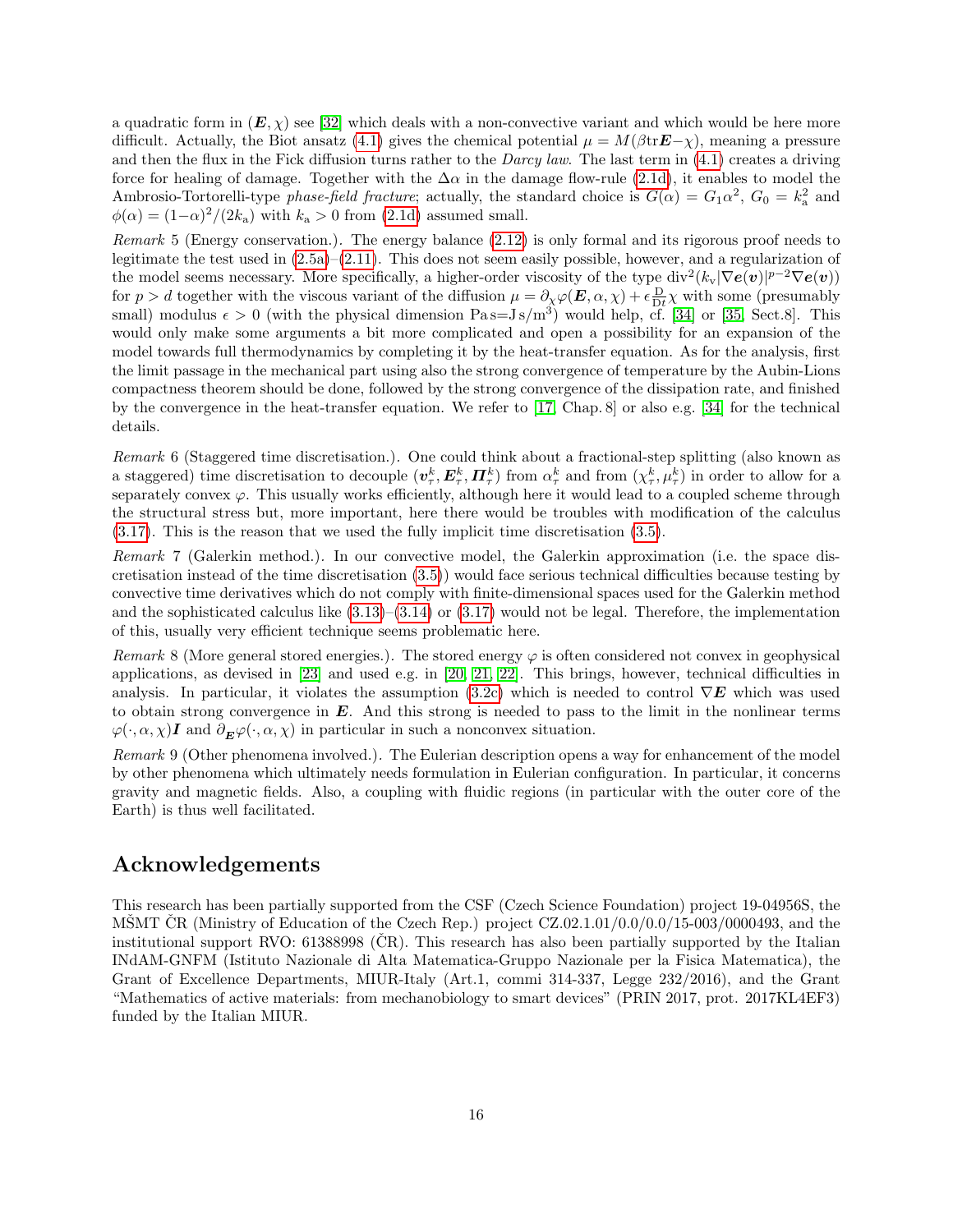a quadratic form in $(\boldsymbol{E},\chi)$ see [32] which deals with a non-convective variant and which would be here more difficult. Actually, the Biot ansatz (4.1) gives the chemical potential $\mu = M(\beta\mathrm{tr}\boldsymbol{E}-\chi)$, meaning a pressure and then the flux in the Fick diffusion turns rather to the *Darcy law*. The last term in (4.1) creates a driving force for healing of damage. Together with the $\Delta\alpha$ in the damage flow-rule (2.1d), it enables to model the Ambrosio-Tortorelli-type *phase-field fracture*; actually, the standard choice is $G(\alpha) = G_1\alpha^2$, $G_0 = k_\mathrm{a}^2$ and $\phi(\alpha) = (1-\alpha)^2/(2k_\mathrm{a})$ with $k_\mathrm{a} > 0$ from (2.1d) assumed small.

*Remark* 5 (Energy conservation.). The energy balance (2.12) is only formal and its rigorous proof needs to legitimate the test used in (2.5a)–(2.11). This does not seem easily possible, however, and a regularization of the model seems necessary. More specifically, a higher-order viscosity of the type $\mathrm{div}^2(k_\mathrm{v}|\nabla\boldsymbol{e}(\boldsymbol{v})|^{p-2}\nabla\boldsymbol{e}(\boldsymbol{v}))$ for $p > d$ together with the viscous variant of the diffusion $\mu = \partial_\chi\varphi(\boldsymbol{E},\alpha,\chi) + \epsilon\frac{\mathrm{D}}{\mathrm{D}t}\chi$ with some (presumably small) modulus $\epsilon > 0$ (with the physical dimension $\mathrm{Pa\,s}{=}\mathrm{J\,s/m^3}$) would help, cf. [34] or [35, Sect.8]. This would only make some arguments a bit more complicated and open a possibility for an expansion of the model towards full thermodynamics by completing it by the heat-transfer equation. As for the analysis, first the limit passage in the mechanical part using also the strong convergence of temperature by the Aubin-Lions compactness theorem should be done, followed by the strong convergence of the dissipation rate, and finished by the convergence in the heat-transfer equation. We refer to [17, Chap. 8] or also e.g. [34] for the technical details.

*Remark* 6 (Staggered time discretisation.). One could think about a fractional-step splitting (also known as a staggered) time discretisation to decouple $(\boldsymbol{v}_\tau^k, \boldsymbol{E}_\tau^k, \boldsymbol{\Pi}_\tau^k)$ from $\alpha_\tau^k$ and from $(\chi_\tau^k, \mu_\tau^k)$ in order to allow for a separately convex $\varphi$. This usually works efficiently, although here it would lead to a coupled scheme through the structural stress but, more important, here there would be troubles with modification of the calculus (3.17). This is the reason that we used the fully implicit time discretisation (3.5).

*Remark* 7 (Galerkin method.). In our convective model, the Galerkin approximation (i.e. the space discretisation instead of the time discretisation (3.5)) would face serious technical difficulties because testing by convective time derivatives which do not comply with finite-dimensional spaces used for the Galerkin method and the sophisticated calculus like (3.13)–(3.14) or (3.17) would not be legal. Therefore, the implementation of this, usually very efficient technique seems problematic here.

*Remark* 8 (More general stored energies.). The stored energy $\varphi$ is often considered not convex in geophysical applications, as devised in [23] and used e.g. in [20, 21, 22]. This brings, however, technical difficulties in analysis. In particular, it violates the assumption (3.2c) which is needed to control $\nabla\boldsymbol{E}$ which was used to obtain strong convergence in $\boldsymbol{E}$. And this strong is needed to pass to the limit in the nonlinear terms $\varphi(\cdot,\alpha,\chi)\boldsymbol{I}$ and $\partial_{\boldsymbol{E}}\varphi(\cdot,\alpha,\chi)$ in particular in such a nonconvex situation.

*Remark* 9 (Other phenomena involved.). The Eulerian description opens a way for enhancement of the model by other phenomena which ultimately needs formulation in Eulerian configuration. In particular, it concerns gravity and magnetic fields. Also, a coupling with fluidic regions (in particular with the outer core of the Earth) is thus well facilitated.

## Acknowledgements

This research has been partially supported from the CSF (Czech Science Foundation) project 19-04956S, the MŠMT ČR (Ministry of Education of the Czech Rep.) project CZ.02.1.01/0.0/0.0/15-003/0000493, and the institutional support RVO: 61388998 (ČR). This research has also been partially supported by the Italian INdAM-GNFM (Istituto Nazionale di Alta Matematica-Gruppo Nazionale per la Fisica Matematica), the Grant of Excellence Departments, MIUR-Italy (Art.1, commi 314-337, Legge 232/2016), and the Grant "Mathematics of active materials: from mechanobiology to smart devices" (PRIN 2017, prot. 2017KL4EF3) funded by the Italian MIUR.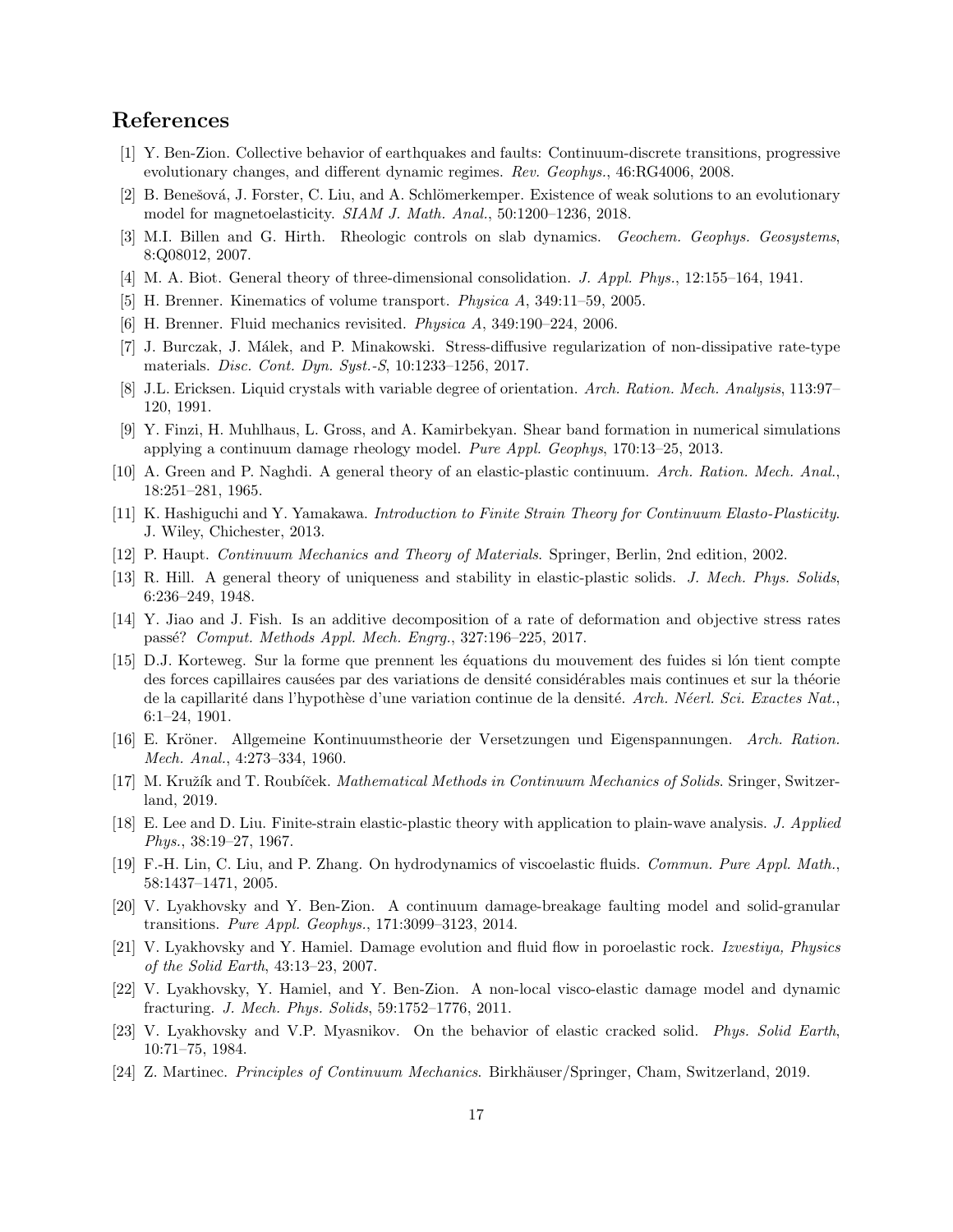# References

[1] Y. Ben-Zion. Collective behavior of earthquakes and faults: Continuum-discrete transitions, progressive evolutionary changes, and different dynamic regimes. *Rev. Geophys.*, 46:RG4006, 2008.

[2] B. Benešová, J. Forster, C. Liu, and A. Schlömerkemper. Existence of weak solutions to an evolutionary model for magnetoelasticity. *SIAM J. Math. Anal.*, 50:1200–1236, 2018.

[3] M.I. Billen and G. Hirth. Rheologic controls on slab dynamics. *Geochem. Geophys. Geosystems*, 8:Q08012, 2007.

[4] M. A. Biot. General theory of three-dimensional consolidation. *J. Appl. Phys.*, 12:155–164, 1941.

[5] H. Brenner. Kinematics of volume transport. *Physica A*, 349:11–59, 2005.

[6] H. Brenner. Fluid mechanics revisited. *Physica A*, 349:190–224, 2006.

[7] J. Burczak, J. Málek, and P. Minakowski. Stress-diffusive regularization of non-dissipative rate-type materials. *Disc. Cont. Dyn. Syst.-S*, 10:1233–1256, 2017.

[8] J.L. Ericksen. Liquid crystals with variable degree of orientation. *Arch. Ration. Mech. Analysis*, 113:97–120, 1991.

[9] Y. Finzi, H. Muhlhaus, L. Gross, and A. Kamirbekyan. Shear band formation in numerical simulations applying a continuum damage rheology model. *Pure Appl. Geophys*, 170:13–25, 2013.

[10] A. Green and P. Naghdi. A general theory of an elastic-plastic continuum. *Arch. Ration. Mech. Anal.*, 18:251–281, 1965.

[11] K. Hashiguchi and Y. Yamakawa. *Introduction to Finite Strain Theory for Continuum Elasto-Plasticity*. J. Wiley, Chichester, 2013.

[12] P. Haupt. *Continuum Mechanics and Theory of Materials*. Springer, Berlin, 2nd edition, 2002.

[13] R. Hill. A general theory of uniqueness and stability in elastic-plastic solids. *J. Mech. Phys. Solids*, 6:236–249, 1948.

[14] Y. Jiao and J. Fish. Is an additive decomposition of a rate of deformation and objective stress rates passé? *Comput. Methods Appl. Mech. Engrg.*, 327:196–225, 2017.

[15] D.J. Korteweg. Sur la forme que prennent les équations du mouvement des fuides si lón tient compte des forces capillaires causées par des variations de densité considérables mais continues et sur la théorie de la capillarité dans l'hypothèse d'une variation continue de la densité. *Arch. Néerl. Sci. Exactes Nat.*, 6:1–24, 1901.

[16] E. Kröner. Allgemeine Kontinuumstheorie der Versetzungen und Eigenspannungen. *Arch. Ration. Mech. Anal.*, 4:273–334, 1960.

[17] M. Kružík and T. Roubíček. *Mathematical Methods in Continuum Mechanics of Solids*. Sringer, Switzerland, 2019.

[18] E. Lee and D. Liu. Finite-strain elastic-plastic theory with application to plain-wave analysis. *J. Applied Phys.*, 38:19–27, 1967.

[19] F.-H. Lin, C. Liu, and P. Zhang. On hydrodynamics of viscoelastic fluids. *Commun. Pure Appl. Math.*, 58:1437–1471, 2005.

[20] V. Lyakhovsky and Y. Ben-Zion. A continuum damage-breakage faulting model and solid-granular transitions. *Pure Appl. Geophys.*, 171:3099–3123, 2014.

[21] V. Lyakhovsky and Y. Hamiel. Damage evolution and fluid flow in poroelastic rock. *Izvestiya, Physics of the Solid Earth*, 43:13–23, 2007.

[22] V. Lyakhovsky, Y. Hamiel, and Y. Ben-Zion. A non-local visco-elastic damage model and dynamic fracturing. *J. Mech. Phys. Solids*, 59:1752–1776, 2011.

[23] V. Lyakhovsky and V.P. Myasnikov. On the behavior of elastic cracked solid. *Phys. Solid Earth*, 10:71–75, 1984.

[24] Z. Martinec. *Principles of Continuum Mechanics*. Birkhäuser/Springer, Cham, Switzerland, 2019.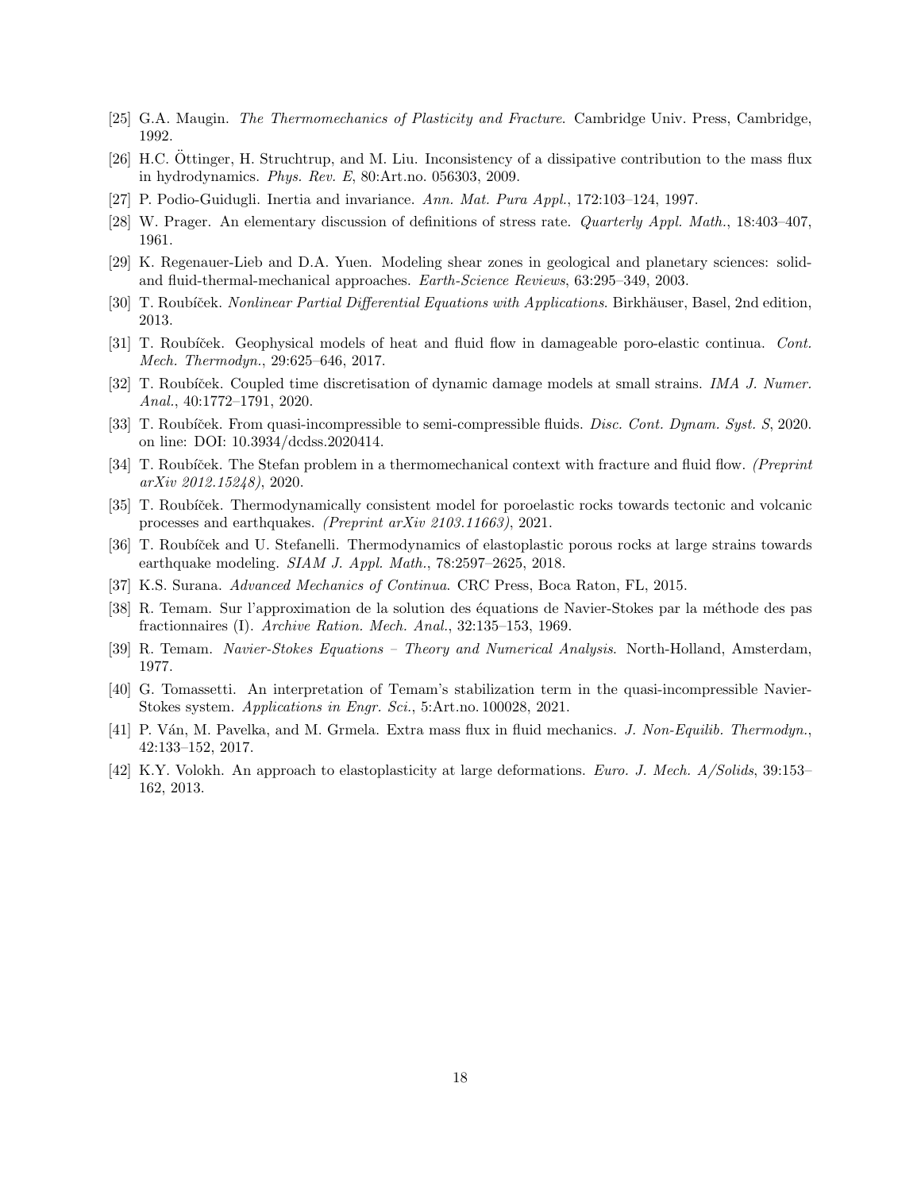[25] G.A. Maugin. *The Thermomechanics of Plasticity and Fracture*. Cambridge Univ. Press, Cambridge, 1992.

[26] H.C. Öttinger, H. Struchtrup, and M. Liu. Inconsistency of a dissipative contribution to the mass flux in hydrodynamics. *Phys. Rev. E*, 80:Art.no. 056303, 2009.

[27] P. Podio-Guidugli. Inertia and invariance. *Ann. Mat. Pura Appl.*, 172:103–124, 1997.

[28] W. Prager. An elementary discussion of definitions of stress rate. *Quarterly Appl. Math.*, 18:403–407, 1961.

[29] K. Regenauer-Lieb and D.A. Yuen. Modeling shear zones in geological and planetary sciences: solid- and fluid-thermal-mechanical approaches. *Earth-Science Reviews*, 63:295–349, 2003.

[30] T. Roubíček. *Nonlinear Partial Differential Equations with Applications*. Birkhäuser, Basel, 2nd edition, 2013.

[31] T. Roubíček. Geophysical models of heat and fluid flow in damageable poro-elastic continua. *Cont. Mech. Thermodyn.*, 29:625–646, 2017.

[32] T. Roubíček. Coupled time discretisation of dynamic damage models at small strains. *IMA J. Numer. Anal.*, 40:1772–1791, 2020.

[33] T. Roubíček. From quasi-incompressible to semi-compressible fluids. *Disc. Cont. Dynam. Syst. S*, 2020. on line: DOI: 10.3934/dcdss.2020414.

[34] T. Roubíček. The Stefan problem in a thermomechanical context with fracture and fluid flow. *(Preprint arXiv 2012.15248)*, 2020.

[35] T. Roubíček. Thermodynamically consistent model for poroelastic rocks towards tectonic and volcanic processes and earthquakes. *(Preprint arXiv 2103.11663)*, 2021.

[36] T. Roubíček and U. Stefanelli. Thermodynamics of elastoplastic porous rocks at large strains towards earthquake modeling. *SIAM J. Appl. Math.*, 78:2597–2625, 2018.

[37] K.S. Surana. *Advanced Mechanics of Continua*. CRC Press, Boca Raton, FL, 2015.

[38] R. Temam. Sur l'approximation de la solution des équations de Navier-Stokes par la méthode des pas fractionnaires (I). *Archive Ration. Mech. Anal.*, 32:135–153, 1969.

[39] R. Temam. *Navier-Stokes Equations – Theory and Numerical Analysis*. North-Holland, Amsterdam, 1977.

[40] G. Tomassetti. An interpretation of Temam's stabilization term in the quasi-incompressible Navier-Stokes system. *Applications in Engr. Sci.*, 5:Art.no. 100028, 2021.

[41] P. Ván, M. Pavelka, and M. Grmela. Extra mass flux in fluid mechanics. *J. Non-Equilib. Thermodyn.*, 42:133–152, 2017.

[42] K.Y. Volokh. An approach to elastoplasticity at large deformations. *Euro. J. Mech. A/Solids*, 39:153–162, 2013.